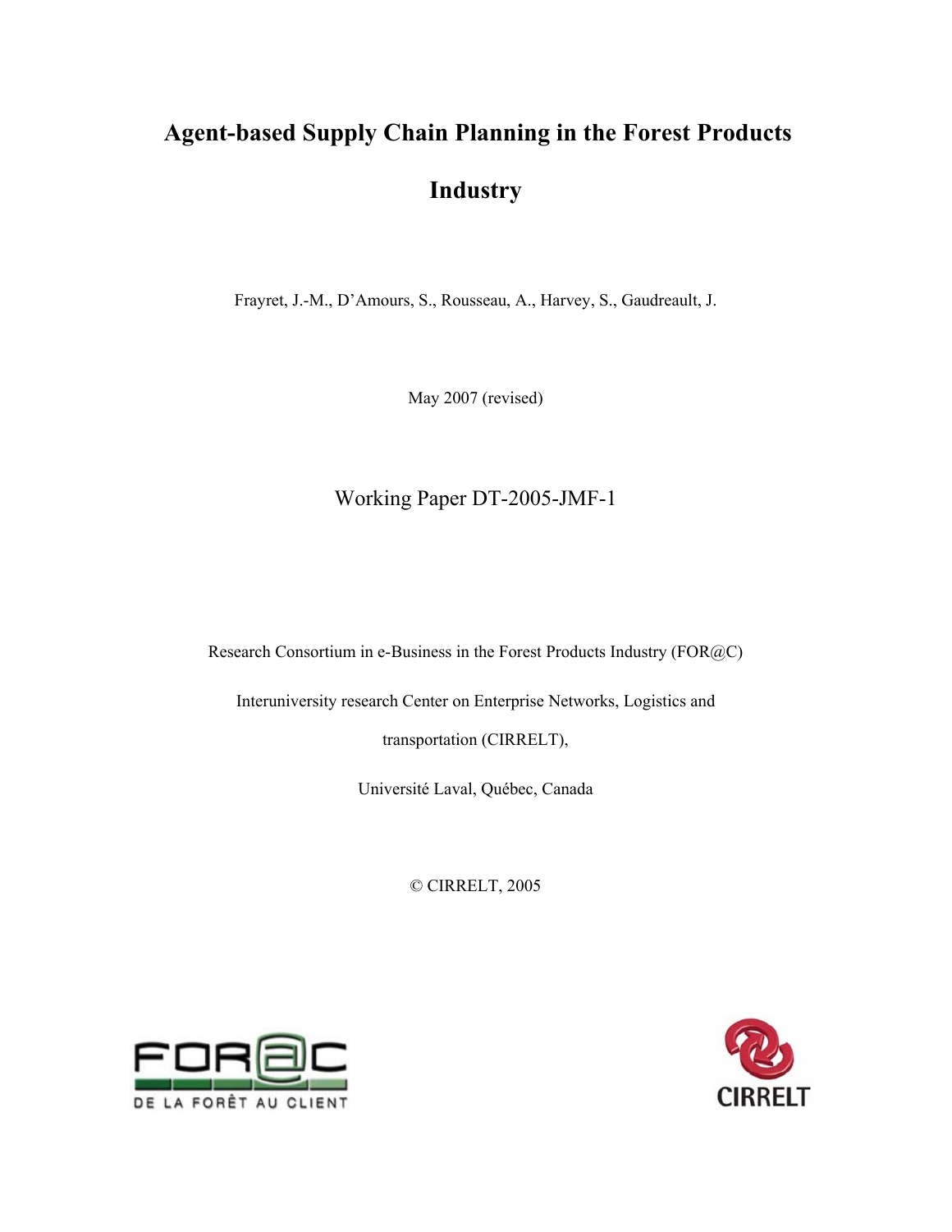# Agent-based Supply Chain Planning in the Forest Products Industry

Frayret, J.-M., D'Amours, S., Rousseau, A., Harvey, S., Gaudreault, J.

May 2007 (revised)

Working Paper DT-2005-JMF-1

Research Consortium in e-Business in the Forest Products Industry (FOR@C)

Interuniversity research Center on Enterprise Networks, Logistics and transportation (CIRRELT),

Université Laval, Québec, Canada

© CIRRELT, 2005

FOR@C DE LA FORÊT AU CLIENT

CIRRELT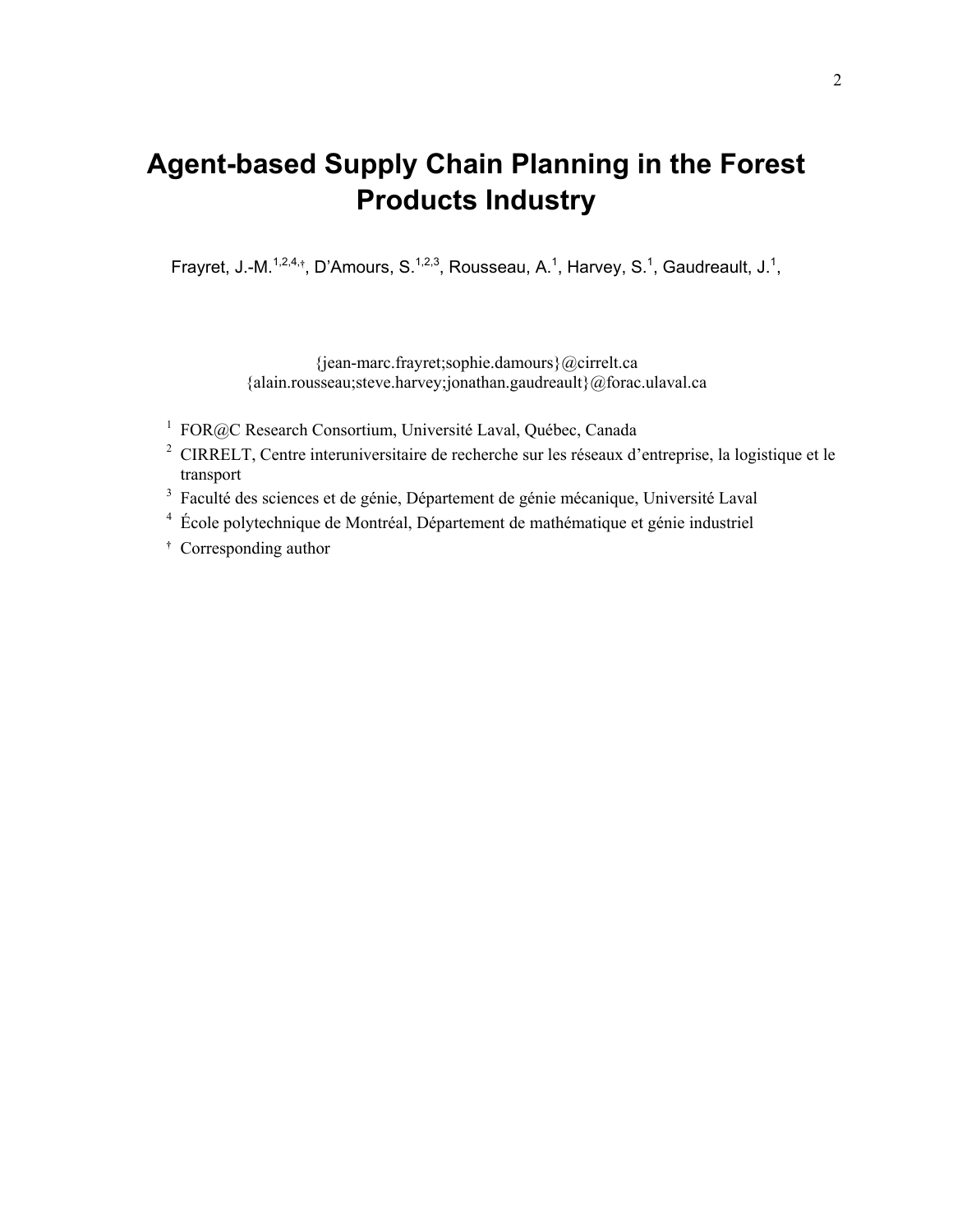# Agent-based Supply Chain Planning in the Forest Products Industry

Frayret, J.-M.[1,2,4,†], D'Amours, S.[1,2,3], Rousseau, A.[1], Harvey, S.[1], Gaudreault, J.[1],

{jean-marc.frayret;sophie.damours}@cirrelt.ca
{alain.rousseau;steve.harvey;jonathan.gaudreault}@forac.ulaval.ca

[1] FOR@C Research Consortium, Université Laval, Québec, Canada

[2] CIRRELT, Centre interuniversitaire de recherche sur les réseaux d'entreprise, la logistique et le transport

[3] Faculté des sciences et de génie, Département de génie mécanique, Université Laval

[4] École polytechnique de Montréal, Département de mathématique et génie industriel

[†] Corresponding author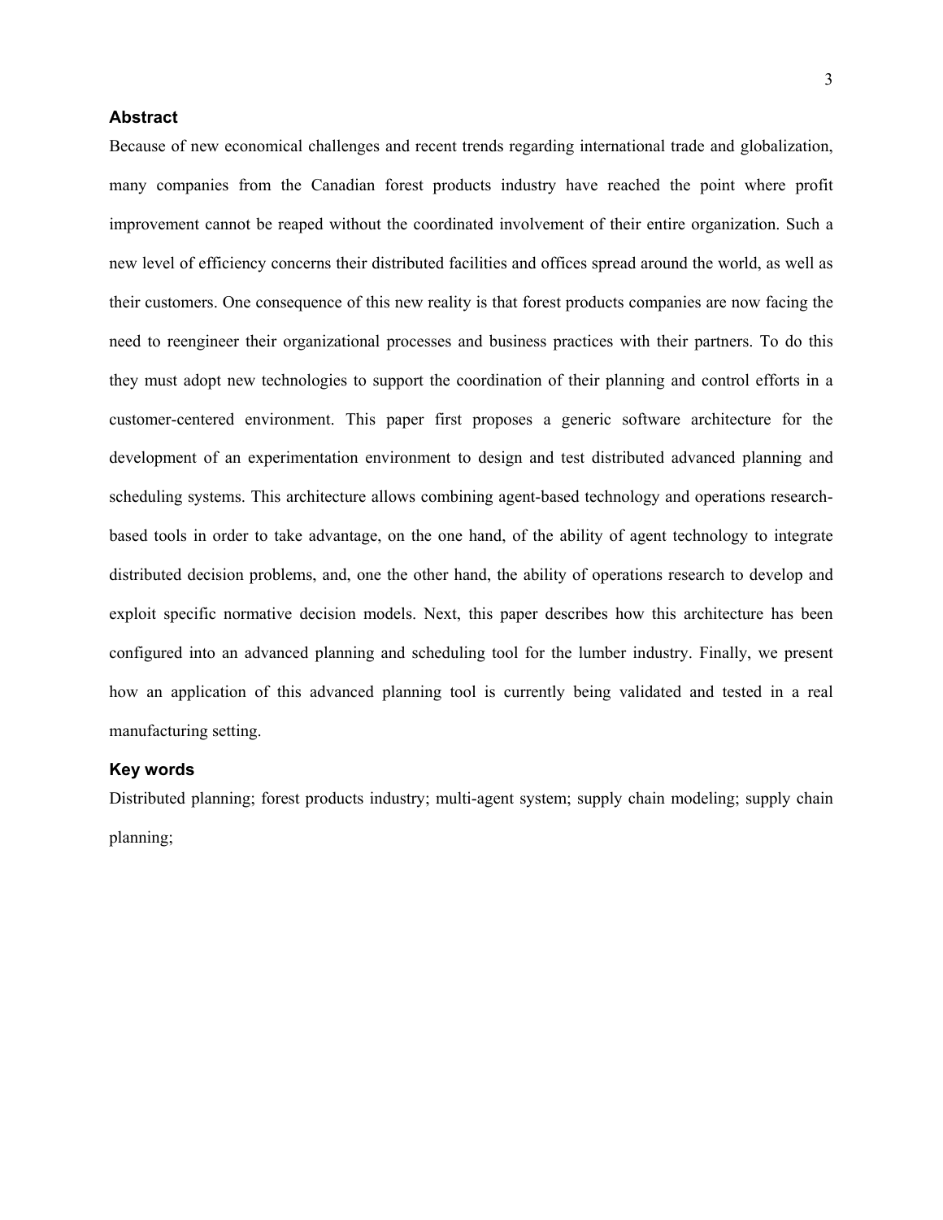## Abstract

Because of new economical challenges and recent trends regarding international trade and globalization, many companies from the Canadian forest products industry have reached the point where profit improvement cannot be reaped without the coordinated involvement of their entire organization. Such a new level of efficiency concerns their distributed facilities and offices spread around the world, as well as their customers. One consequence of this new reality is that forest products companies are now facing the need to reengineer their organizational processes and business practices with their partners. To do this they must adopt new technologies to support the coordination of their planning and control efforts in a customer-centered environment. This paper first proposes a generic software architecture for the development of an experimentation environment to design and test distributed advanced planning and scheduling systems. This architecture allows combining agent-based technology and operations research-based tools in order to take advantage, on the one hand, of the ability of agent technology to integrate distributed decision problems, and, one the other hand, the ability of operations research to develop and exploit specific normative decision models. Next, this paper describes how this architecture has been configured into an advanced planning and scheduling tool for the lumber industry. Finally, we present how an application of this advanced planning tool is currently being validated and tested in a real manufacturing setting.

## Key words

Distributed planning; forest products industry; multi-agent system; supply chain modeling; supply chain planning;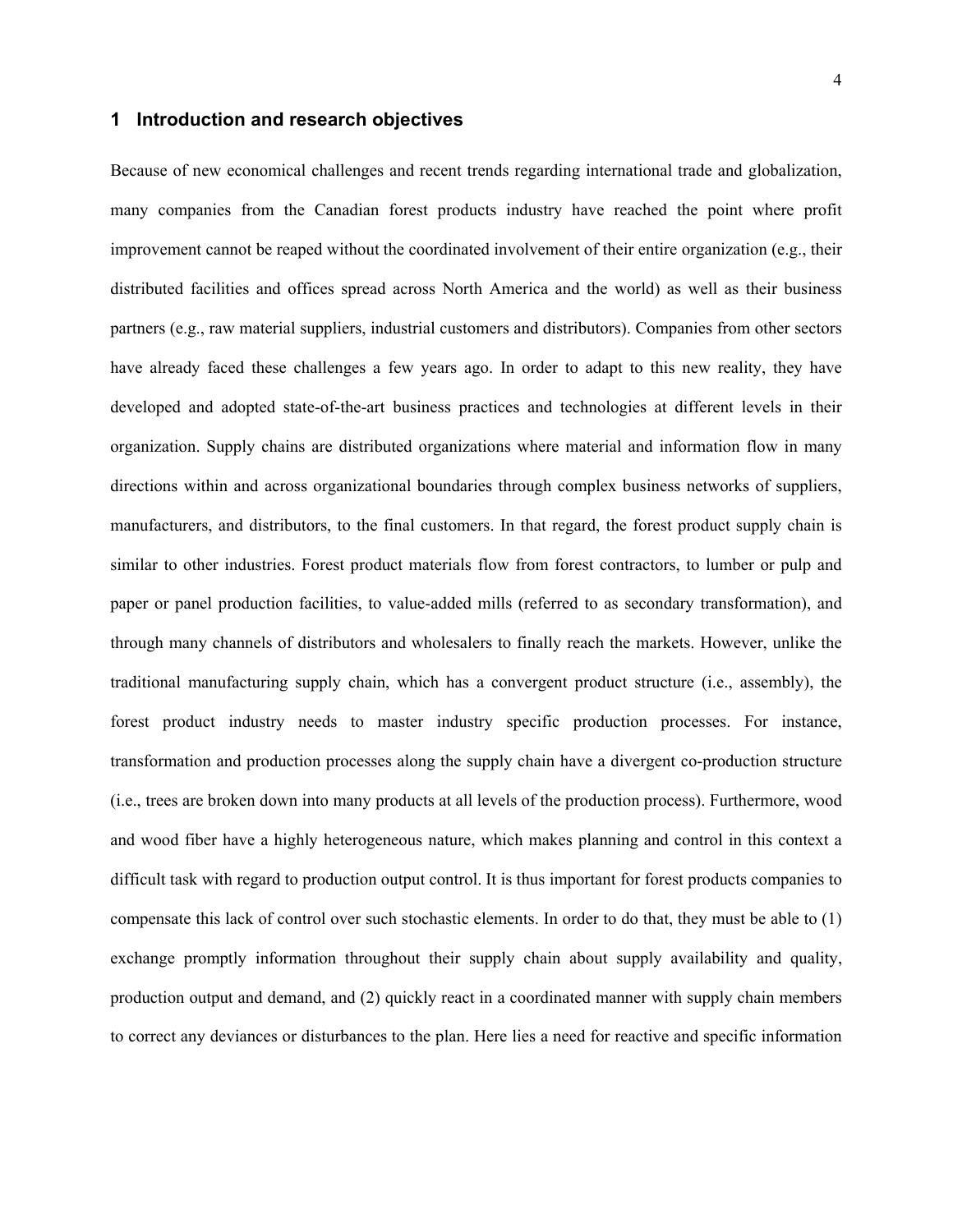## 1 Introduction and research objectives

Because of new economical challenges and recent trends regarding international trade and globalization, many companies from the Canadian forest products industry have reached the point where profit improvement cannot be reaped without the coordinated involvement of their entire organization (e.g., their distributed facilities and offices spread across North America and the world) as well as their business partners (e.g., raw material suppliers, industrial customers and distributors). Companies from other sectors have already faced these challenges a few years ago. In order to adapt to this new reality, they have developed and adopted state-of-the-art business practices and technologies at different levels in their organization. Supply chains are distributed organizations where material and information flow in many directions within and across organizational boundaries through complex business networks of suppliers, manufacturers, and distributors, to the final customers. In that regard, the forest product supply chain is similar to other industries. Forest product materials flow from forest contractors, to lumber or pulp and paper or panel production facilities, to value-added mills (referred to as secondary transformation), and through many channels of distributors and wholesalers to finally reach the markets. However, unlike the traditional manufacturing supply chain, which has a convergent product structure (i.e., assembly), the forest product industry needs to master industry specific production processes. For instance, transformation and production processes along the supply chain have a divergent co-production structure (i.e., trees are broken down into many products at all levels of the production process). Furthermore, wood and wood fiber have a highly heterogeneous nature, which makes planning and control in this context a difficult task with regard to production output control. It is thus important for forest products companies to compensate this lack of control over such stochastic elements. In order to do that, they must be able to (1) exchange promptly information throughout their supply chain about supply availability and quality, production output and demand, and (2) quickly react in a coordinated manner with supply chain members to correct any deviances or disturbances to the plan. Here lies a need for reactive and specific information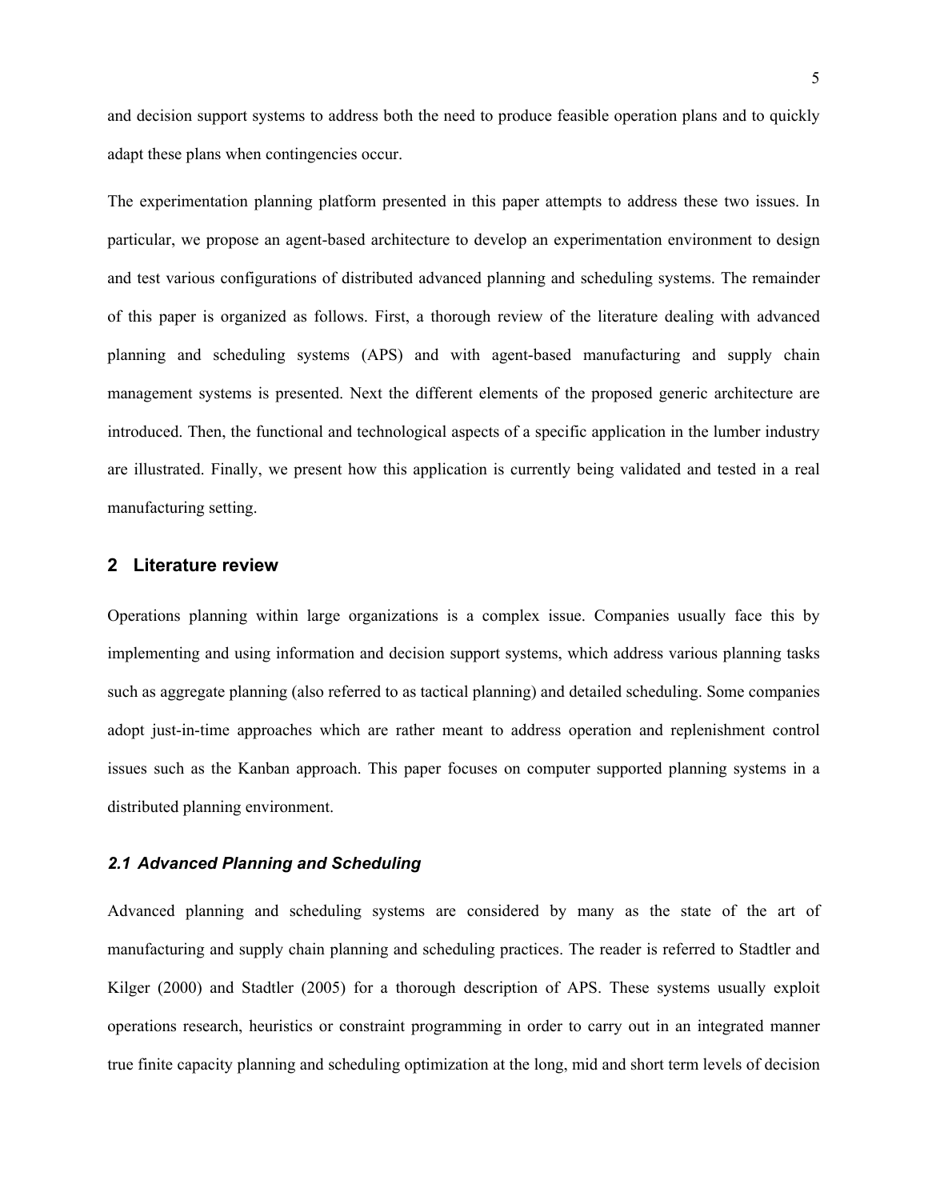and decision support systems to address both the need to produce feasible operation plans and to quickly adapt these plans when contingencies occur.

The experimentation planning platform presented in this paper attempts to address these two issues. In particular, we propose an agent-based architecture to develop an experimentation environment to design and test various configurations of distributed advanced planning and scheduling systems. The remainder of this paper is organized as follows. First, a thorough review of the literature dealing with advanced planning and scheduling systems (APS) and with agent-based manufacturing and supply chain management systems is presented. Next the different elements of the proposed generic architecture are introduced. Then, the functional and technological aspects of a specific application in the lumber industry are illustrated. Finally, we present how this application is currently being validated and tested in a real manufacturing setting.

## 2 Literature review

Operations planning within large organizations is a complex issue. Companies usually face this by implementing and using information and decision support systems, which address various planning tasks such as aggregate planning (also referred to as tactical planning) and detailed scheduling. Some companies adopt just-in-time approaches which are rather meant to address operation and replenishment control issues such as the Kanban approach. This paper focuses on computer supported planning systems in a distributed planning environment.

### *2.1 Advanced Planning and Scheduling*

Advanced planning and scheduling systems are considered by many as the state of the art of manufacturing and supply chain planning and scheduling practices. The reader is referred to Stadtler and Kilger (2000) and Stadtler (2005) for a thorough description of APS. These systems usually exploit operations research, heuristics or constraint programming in order to carry out in an integrated manner true finite capacity planning and scheduling optimization at the long, mid and short term levels of decision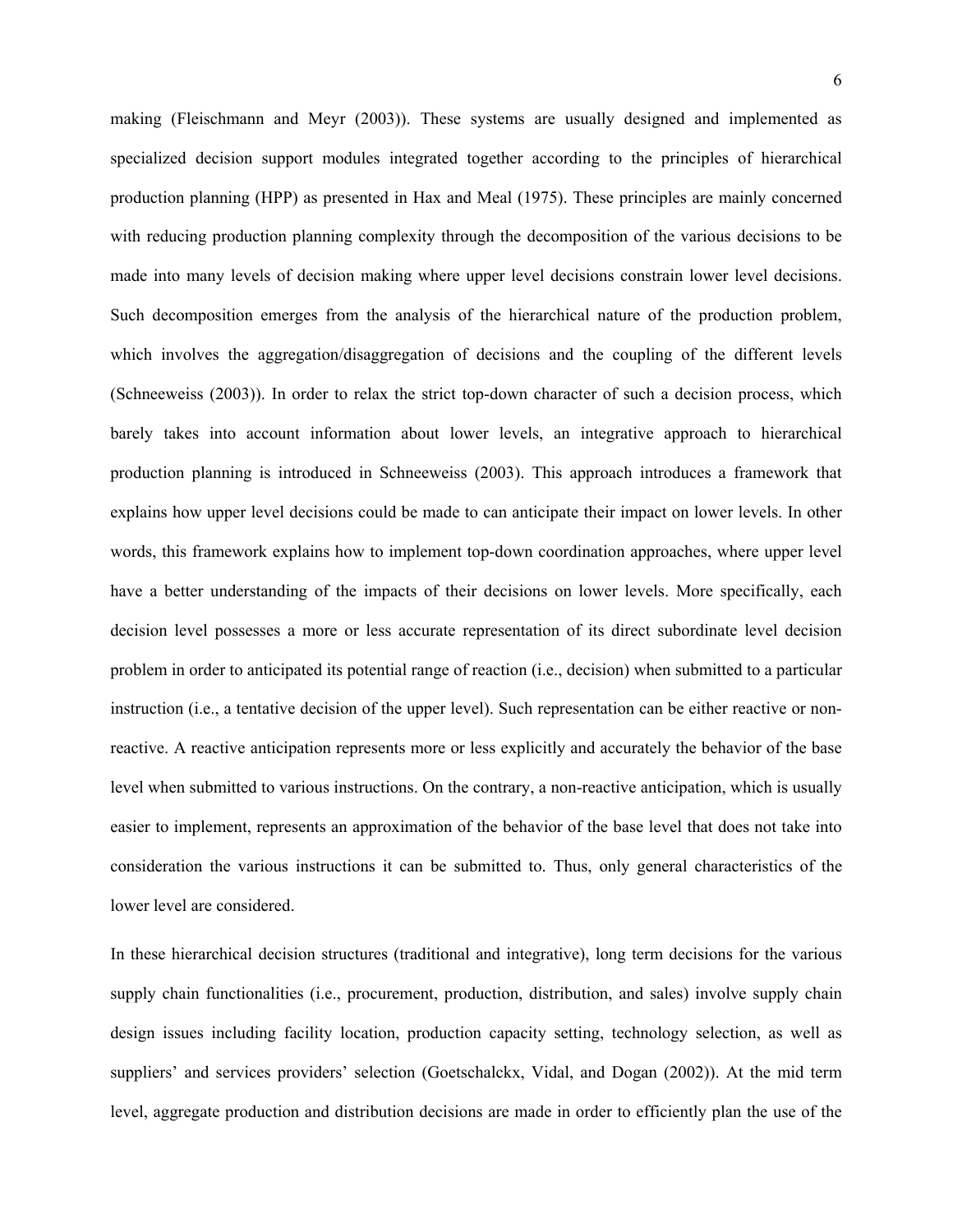making (Fleischmann and Meyr (2003)). These systems are usually designed and implemented as specialized decision support modules integrated together according to the principles of hierarchical production planning (HPP) as presented in Hax and Meal (1975). These principles are mainly concerned with reducing production planning complexity through the decomposition of the various decisions to be made into many levels of decision making where upper level decisions constrain lower level decisions. Such decomposition emerges from the analysis of the hierarchical nature of the production problem, which involves the aggregation/disaggregation of decisions and the coupling of the different levels (Schneeweiss (2003)). In order to relax the strict top-down character of such a decision process, which barely takes into account information about lower levels, an integrative approach to hierarchical production planning is introduced in Schneeweiss (2003). This approach introduces a framework that explains how upper level decisions could be made to can anticipate their impact on lower levels. In other words, this framework explains how to implement top-down coordination approaches, where upper level have a better understanding of the impacts of their decisions on lower levels. More specifically, each decision level possesses a more or less accurate representation of its direct subordinate level decision problem in order to anticipated its potential range of reaction (i.e., decision) when submitted to a particular instruction (i.e., a tentative decision of the upper level). Such representation can be either reactive or non-reactive. A reactive anticipation represents more or less explicitly and accurately the behavior of the base level when submitted to various instructions. On the contrary, a non-reactive anticipation, which is usually easier to implement, represents an approximation of the behavior of the base level that does not take into consideration the various instructions it can be submitted to. Thus, only general characteristics of the lower level are considered.

In these hierarchical decision structures (traditional and integrative), long term decisions for the various supply chain functionalities (i.e., procurement, production, distribution, and sales) involve supply chain design issues including facility location, production capacity setting, technology selection, as well as suppliers' and services providers' selection (Goetschalckx, Vidal, and Dogan (2002)). At the mid term level, aggregate production and distribution decisions are made in order to efficiently plan the use of the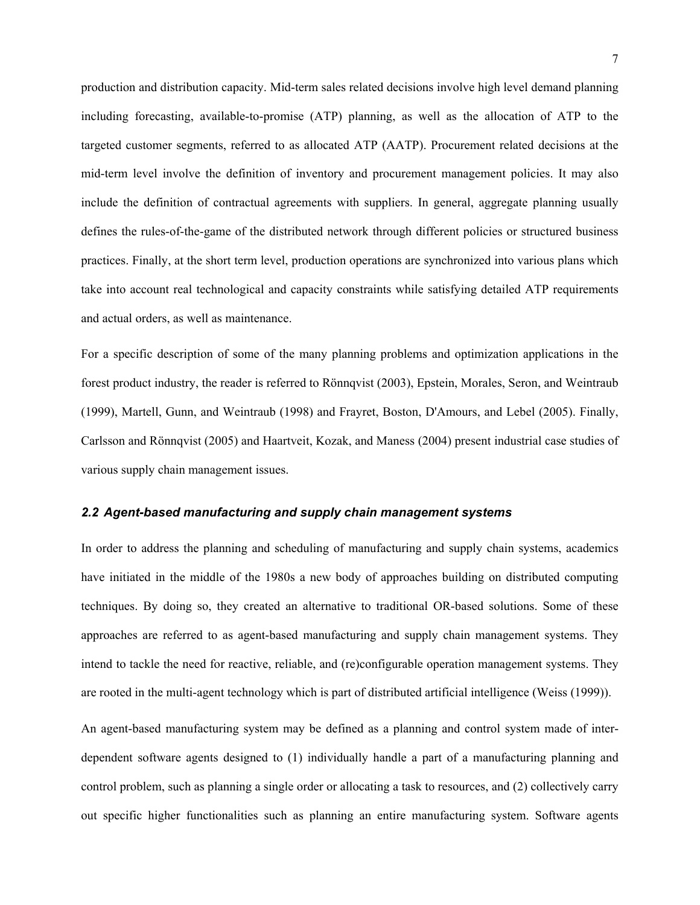production and distribution capacity. Mid-term sales related decisions involve high level demand planning including forecasting, available-to-promise (ATP) planning, as well as the allocation of ATP to the targeted customer segments, referred to as allocated ATP (AATP). Procurement related decisions at the mid-term level involve the definition of inventory and procurement management policies. It may also include the definition of contractual agreements with suppliers. In general, aggregate planning usually defines the rules-of-the-game of the distributed network through different policies or structured business practices. Finally, at the short term level, production operations are synchronized into various plans which take into account real technological and capacity constraints while satisfying detailed ATP requirements and actual orders, as well as maintenance.

For a specific description of some of the many planning problems and optimization applications in the forest product industry, the reader is referred to Rönnqvist (2003), Epstein, Morales, Seron, and Weintraub (1999), Martell, Gunn, and Weintraub (1998) and Frayret, Boston, D'Amours, and Lebel (2005). Finally, Carlsson and Rönnqvist (2005) and Haartveit, Kozak, and Maness (2004) present industrial case studies of various supply chain management issues.

### *2.2 Agent-based manufacturing and supply chain management systems*

In order to address the planning and scheduling of manufacturing and supply chain systems, academics have initiated in the middle of the 1980s a new body of approaches building on distributed computing techniques. By doing so, they created an alternative to traditional OR-based solutions. Some of these approaches are referred to as agent-based manufacturing and supply chain management systems. They intend to tackle the need for reactive, reliable, and (re)configurable operation management systems. They are rooted in the multi-agent technology which is part of distributed artificial intelligence (Weiss (1999)).

An agent-based manufacturing system may be defined as a planning and control system made of inter-dependent software agents designed to (1) individually handle a part of a manufacturing planning and control problem, such as planning a single order or allocating a task to resources, and (2) collectively carry out specific higher functionalities such as planning an entire manufacturing system. Software agents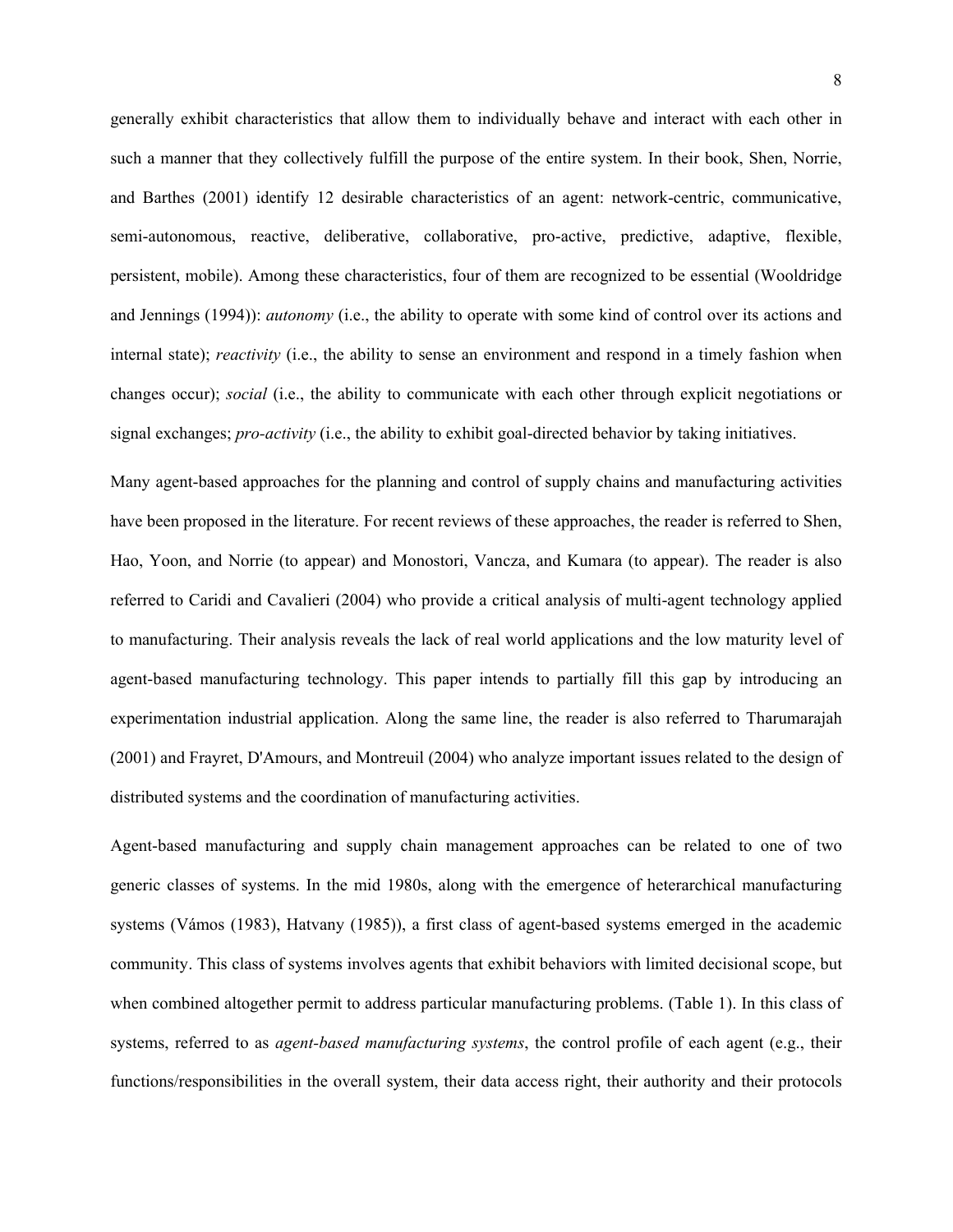generally exhibit characteristics that allow them to individually behave and interact with each other in such a manner that they collectively fulfill the purpose of the entire system. In their book, Shen, Norrie, and Barthes (2001) identify 12 desirable characteristics of an agent: network-centric, communicative, semi-autonomous, reactive, deliberative, collaborative, pro-active, predictive, adaptive, flexible, persistent, mobile). Among these characteristics, four of them are recognized to be essential (Wooldridge and Jennings (1994)): *autonomy* (i.e., the ability to operate with some kind of control over its actions and internal state); *reactivity* (i.e., the ability to sense an environment and respond in a timely fashion when changes occur); *social* (i.e., the ability to communicate with each other through explicit negotiations or signal exchanges; *pro-activity* (i.e., the ability to exhibit goal-directed behavior by taking initiatives.

Many agent-based approaches for the planning and control of supply chains and manufacturing activities have been proposed in the literature. For recent reviews of these approaches, the reader is referred to Shen, Hao, Yoon, and Norrie (to appear) and Monostori, Vancza, and Kumara (to appear). The reader is also referred to Caridi and Cavalieri (2004) who provide a critical analysis of multi-agent technology applied to manufacturing. Their analysis reveals the lack of real world applications and the low maturity level of agent-based manufacturing technology. This paper intends to partially fill this gap by introducing an experimentation industrial application. Along the same line, the reader is also referred to Tharumarajah (2001) and Frayret, D'Amours, and Montreuil (2004) who analyze important issues related to the design of distributed systems and the coordination of manufacturing activities.

Agent-based manufacturing and supply chain management approaches can be related to one of two generic classes of systems. In the mid 1980s, along with the emergence of heterarchical manufacturing systems (Vámos (1983), Hatvany (1985)), a first class of agent-based systems emerged in the academic community. This class of systems involves agents that exhibit behaviors with limited decisional scope, but when combined altogether permit to address particular manufacturing problems. (Table 1). In this class of systems, referred to as *agent-based manufacturing systems*, the control profile of each agent (e.g., their functions/responsibilities in the overall system, their data access right, their authority and their protocols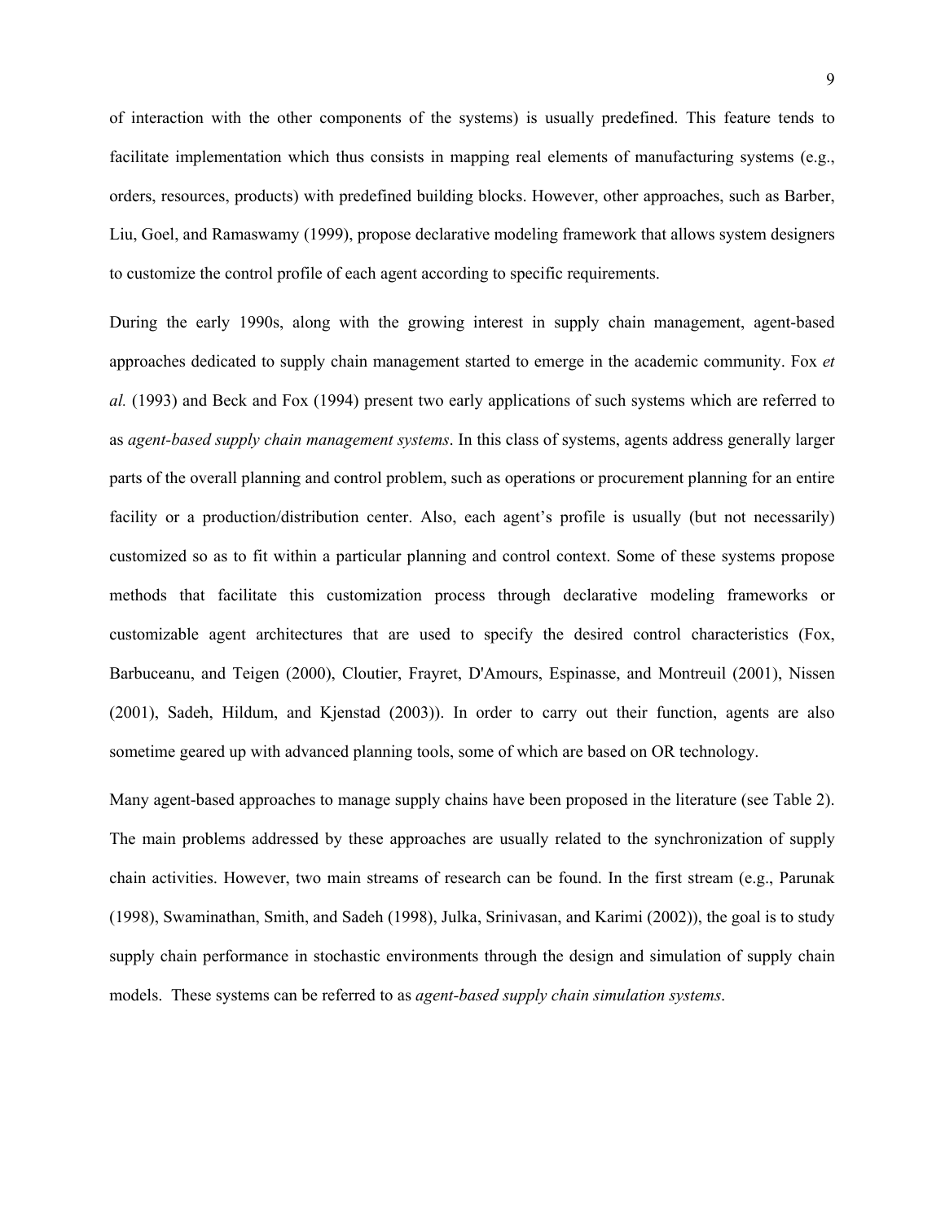of interaction with the other components of the systems) is usually predefined. This feature tends to facilitate implementation which thus consists in mapping real elements of manufacturing systems (e.g., orders, resources, products) with predefined building blocks. However, other approaches, such as Barber, Liu, Goel, and Ramaswamy (1999), propose declarative modeling framework that allows system designers to customize the control profile of each agent according to specific requirements.

During the early 1990s, along with the growing interest in supply chain management, agent-based approaches dedicated to supply chain management started to emerge in the academic community. Fox *et al.* (1993) and Beck and Fox (1994) present two early applications of such systems which are referred to as *agent-based supply chain management systems*. In this class of systems, agents address generally larger parts of the overall planning and control problem, such as operations or procurement planning for an entire facility or a production/distribution center. Also, each agent's profile is usually (but not necessarily) customized so as to fit within a particular planning and control context. Some of these systems propose methods that facilitate this customization process through declarative modeling frameworks or customizable agent architectures that are used to specify the desired control characteristics (Fox, Barbuceanu, and Teigen (2000), Cloutier, Frayret, D'Amours, Espinasse, and Montreuil (2001), Nissen (2001), Sadeh, Hildum, and Kjenstad (2003)). In order to carry out their function, agents are also sometime geared up with advanced planning tools, some of which are based on OR technology.

Many agent-based approaches to manage supply chains have been proposed in the literature (see Table 2). The main problems addressed by these approaches are usually related to the synchronization of supply chain activities. However, two main streams of research can be found. In the first stream (e.g., Parunak (1998), Swaminathan, Smith, and Sadeh (1998), Julka, Srinivasan, and Karimi (2002)), the goal is to study supply chain performance in stochastic environments through the design and simulation of supply chain models. These systems can be referred to as *agent-based supply chain simulation systems*.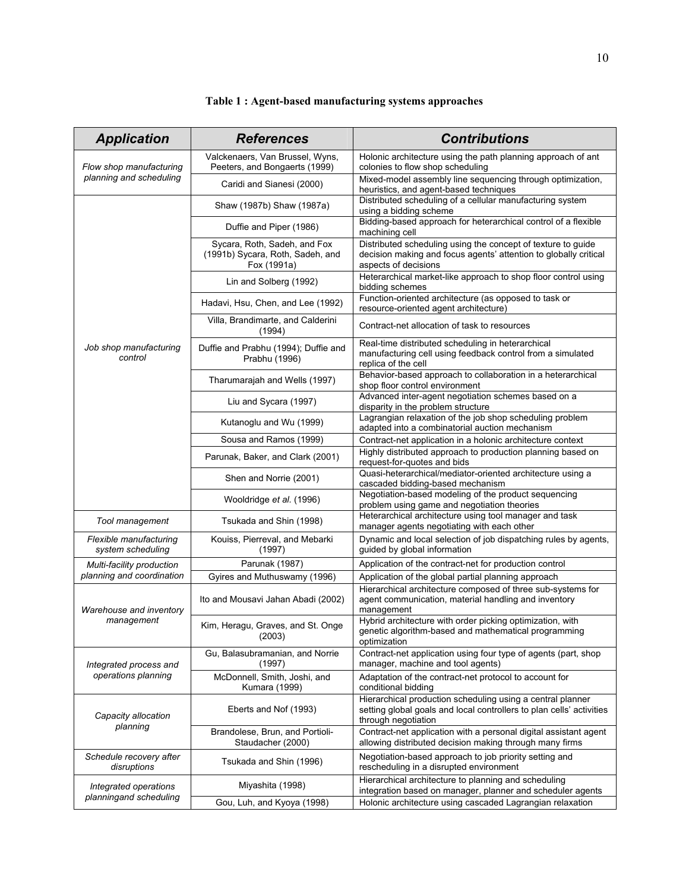**Table 1 : Agent-based manufacturing systems approaches**

| Application | References | Contributions |
|---|---|---|
| *Flow shop manufacturing planning and scheduling* | Valckenaers, Van Brussel, Wyns, Peeters, and Bongaerts (1999) | Holonic architecture using the path planning approach of ant colonies to flow shop scheduling |
| | Caridi and Sianesi (2000) | Mixed-model assembly line sequencing through optimization, heuristics, and agent-based techniques |
| *Job shop manufacturing control* | Shaw (1987b) Shaw (1987a) | Distributed scheduling of a cellular manufacturing system using a bidding scheme |
| | Duffie and Piper (1986) | Bidding-based approach for heterarchical control of a flexible machining cell |
| | Sycara, Roth, Sadeh, and Fox (1991b) Sycara, Roth, Sadeh, and Fox (1991a) | Distributed scheduling using the concept of texture to guide decision making and focus agents' attention to globally critical aspects of decisions |
| | Lin and Solberg (1992) | Heterarchical market-like approach to shop floor control using bidding schemes |
| | Hadavi, Hsu, Chen, and Lee (1992) | Function-oriented architecture (as opposed to task or resource-oriented agent architecture) |
| | Villa, Brandimarte, and Calderini (1994) | Contract-net allocation of task to resources |
| | Duffie and Prabhu (1994); Duffie and Prabhu (1996) | Real-time distributed scheduling in heterarchical manufacturing cell using feedback control from a simulated replica of the cell |
| | Tharumarajah and Wells (1997) | Behavior-based approach to collaboration in a heterarchical shop floor control environment |
| | Liu and Sycara (1997) | Advanced inter-agent negotiation schemes based on a disparity in the problem structure |
| | Kutanoglu and Wu (1999) | Lagrangian relaxation of the job shop scheduling problem adapted into a combinatorial auction mechanism |
| | Sousa and Ramos (1999) | Contract-net application in a holonic architecture context |
| | Parunak, Baker, and Clark (2001) | Highly distributed approach to production planning based on request-for-quotes and bids |
| | Shen and Norrie (2001) | Quasi-heterarchical/mediator-oriented architecture using a cascaded bidding-based mechanism |
| | Wooldridge *et al.* (1996) | Negotiation-based modeling of the product sequencing problem using game and negotiation theories |
| *Tool management* | Tsukada and Shin (1998) | Heterarchical architecture using tool manager and task manager agents negotiating with each other |
| *Flexible manufacturing system scheduling* | Kouiss, Pierreval, and Mebarki (1997) | Dynamic and local selection of job dispatching rules by agents, guided by global information |
| *Multi-facility production planning and coordination* | Parunak (1987) | Application of the contract-net for production control |
| | Gyires and Muthuswamy (1996) | Application of the global partial planning approach |
| *Warehouse and inventory management* | Ito and Mousavi Jahan Abadi (2002) | Hierarchical architecture composed of three sub-systems for agent communication, material handling and inventory management |
| | Kim, Heragu, Graves, and St. Onge (2003) | Hybrid architecture with order picking optimization, with genetic algorithm-based and mathematical programming optimization |
| *Integrated process and operations planning* | Gu, Balasubramanian, and Norrie (1997) | Contract-net application using four type of agents (part, shop manager, machine and tool agents) |
| | McDonnell, Smith, Joshi, and Kumara (1999) | Adaptation of the contract-net protocol to account for conditional bidding |
| *Capacity allocation planning* | Eberts and Nof (1993) | Hierarchical production scheduling using a central planner setting global goals and local controllers to plan cells' activities through negotiation |
| | Brandolese, Brun, and Portioli-Staudacher (2000) | Contract-net application with a personal digital assistant agent allowing distributed decision making through many firms |
| *Schedule recovery after disruptions* | Tsukada and Shin (1996) | Negotiation-based approach to job priority setting and rescheduling in a disrupted environment |
| *Integrated operations planningand scheduling* | Miyashita (1998) | Hierarchical architecture to planning and scheduling integration based on manager, planner and scheduler agents |
| | Gou, Luh, and Kyoya (1998) | Holonic architecture using cascaded Lagrangian relaxation |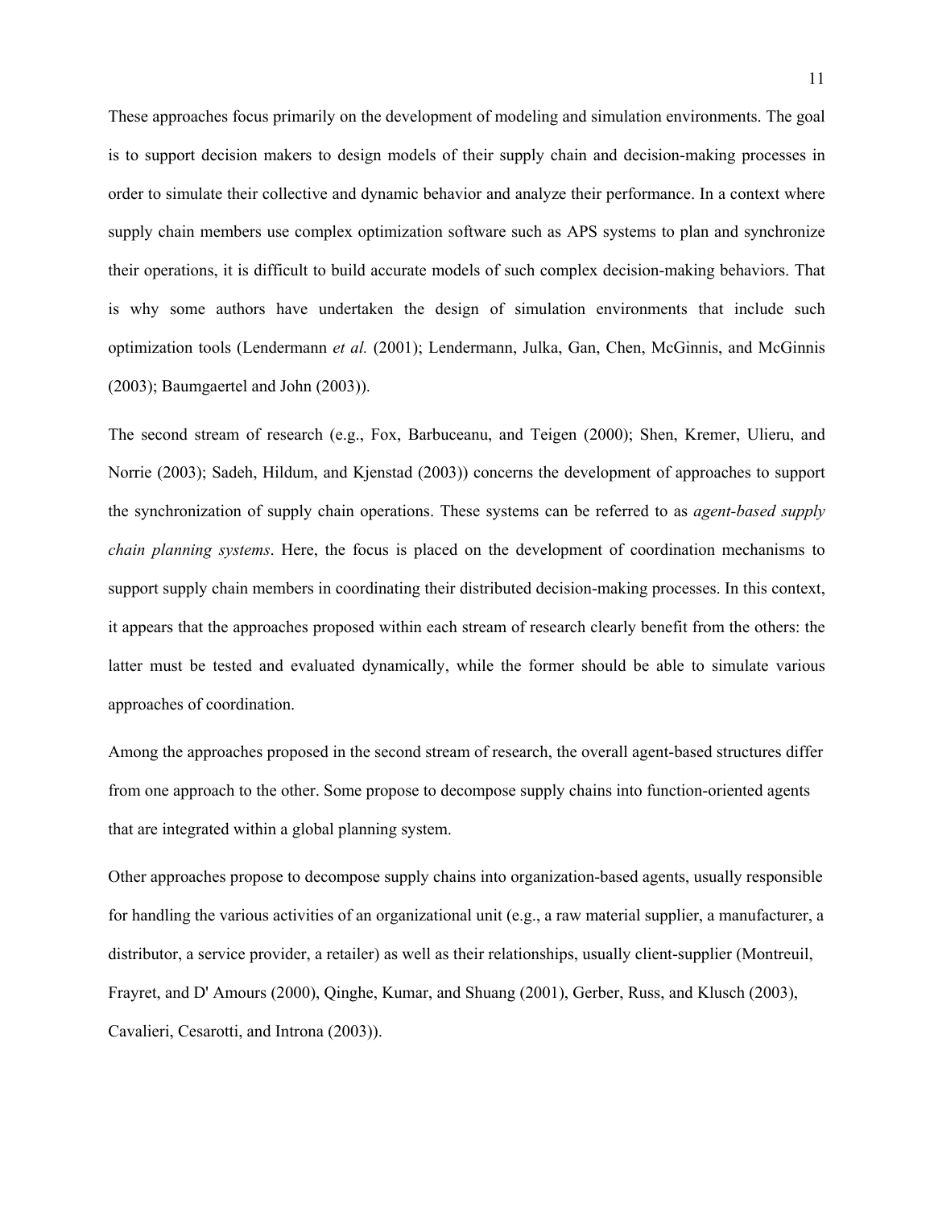These approaches focus primarily on the development of modeling and simulation environments. The goal is to support decision makers to design models of their supply chain and decision-making processes in order to simulate their collective and dynamic behavior and analyze their performance. In a context where supply chain members use complex optimization software such as APS systems to plan and synchronize their operations, it is difficult to build accurate models of such complex decision-making behaviors. That is why some authors have undertaken the design of simulation environments that include such optimization tools (Lendermann *et al.* (2001); Lendermann, Julka, Gan, Chen, McGinnis, and McGinnis (2003); Baumgaertel and John (2003)).

The second stream of research (e.g., Fox, Barbuceanu, and Teigen (2000); Shen, Kremer, Ulieru, and Norrie (2003); Sadeh, Hildum, and Kjenstad (2003)) concerns the development of approaches to support the synchronization of supply chain operations. These systems can be referred to as *agent-based supply chain planning systems*. Here, the focus is placed on the development of coordination mechanisms to support supply chain members in coordinating their distributed decision-making processes. In this context, it appears that the approaches proposed within each stream of research clearly benefit from the others: the latter must be tested and evaluated dynamically, while the former should be able to simulate various approaches of coordination.

Among the approaches proposed in the second stream of research, the overall agent-based structures differ from one approach to the other. Some propose to decompose supply chains into function-oriented agents that are integrated within a global planning system.

Other approaches propose to decompose supply chains into organization-based agents, usually responsible for handling the various activities of an organizational unit (e.g., a raw material supplier, a manufacturer, a distributor, a service provider, a retailer) as well as their relationships, usually client-supplier (Montreuil, Frayret, and D' Amours (2000), Qinghe, Kumar, and Shuang (2001), Gerber, Russ, and Klusch (2003), Cavalieri, Cesarotti, and Introna (2003)).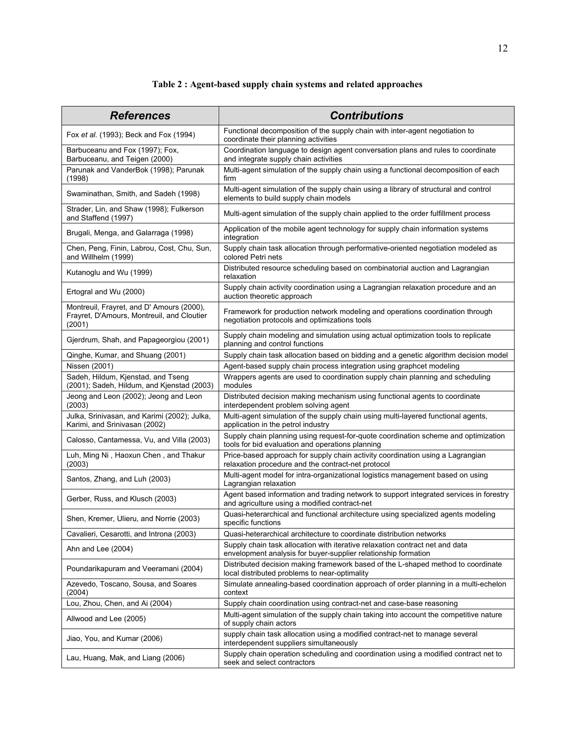**Table 2 : Agent-based supply chain systems and related approaches**

| ***References*** | ***Contributions*** |
|---|---|
| Fox *et al.* (1993); Beck and Fox (1994) | Functional decomposition of the supply chain with inter-agent negotiation to coordinate their planning activities |
| Barbuceanu and Fox (1997); Fox, Barbuceanu, and Teigen (2000) | Coordination language to design agent conversation plans and rules to coordinate and integrate supply chain activities |
| Parunak and VanderBok (1998); Parunak (1998) | Multi-agent simulation of the supply chain using a functional decomposition of each firm |
| Swaminathan, Smith, and Sadeh (1998) | Multi-agent simulation of the supply chain using a library of structural and control elements to build supply chain models |
| Strader, Lin, and Shaw (1998); Fulkerson and Staffend (1997) | Multi-agent simulation of the supply chain applied to the order fulfillment process |
| Brugali, Menga, and Galarraga (1998) | Application of the mobile agent technology for supply chain information systems integration |
| Chen, Peng, Finin, Labrou, Cost, Chu, Sun, and Willhelm (1999) | Supply chain task allocation through performative-oriented negotiation modeled as colored Petri nets |
| Kutanoglu and Wu (1999) | Distributed resource scheduling based on combinatorial auction and Lagrangian relaxation |
| Ertogral and Wu (2000) | Supply chain activity coordination using a Lagrangian relaxation procedure and an auction theoretic approach |
| Montreuil, Frayret, and D' Amours (2000), Frayret, D'Amours, Montreuil, and Cloutier (2001) | Framework for production network modeling and operations coordination through negotiation protocols and optimizations tools |
| Gjerdrum, Shah, and Papageorgiou (2001) | Supply chain modeling and simulation using actual optimization tools to replicate planning and control functions |
| Qinghe, Kumar, and Shuang (2001) | Supply chain task allocation based on bidding and a genetic algorithm decision model |
| Nissen (2001) | Agent-based supply chain process integration using graphcet modeling |
| Sadeh, Hildum, Kjenstad, and Tseng (2001); Sadeh, Hildum, and Kjenstad (2003) | Wrappers agents are used to coordination supply chain planning and scheduling modules |
| Jeong and Leon (2002); Jeong and Leon (2003) | Distributed decision making mechanism using functional agents to coordinate interdependent problem solving agent |
| Julka, Srinivasan, and Karimi (2002); Julka, Karimi, and Srinivasan (2002) | Multi-agent simulation of the supply chain using multi-layered functional agents, application in the petrol industry |
| Calosso, Cantamessa, Vu, and Villa (2003) | Supply chain planning using request-for-quote coordination scheme and optimization tools for bid evaluation and operations planning |
| Luh, Ming Ni , Haoxun Chen , and Thakur (2003) | Price-based approach for supply chain activity coordination using a Lagrangian relaxation procedure and the contract-net protocol |
| Santos, Zhang, and Luh (2003) | Multi-agent model for intra-organizational logistics management based on using Lagrangian relaxation |
| Gerber, Russ, and Klusch (2003) | Agent based information and trading network to support integrated services in forestry and agriculture using a modified contract-net |
| Shen, Kremer, Ulieru, and Norrie (2003) | Quasi-heterarchical and functional architecture using specialized agents modeling specific functions |
| Cavalieri, Cesarotti, and Introna (2003) | Quasi-heterarchical architecture to coordinate distribution networks |
| Ahn and Lee (2004) | Supply chain task allocation with iterative relaxation contract net and data envelopment analysis for buyer-supplier relationship formation |
| Poundarikapuram and Veeramani (2004) | Distributed decision making framework based of the L-shaped method to coordinate local distributed problems to near-optimality |
| Azevedo, Toscano, Sousa, and Soares (2004) | Simulate annealing-based coordination approach of order planning in a multi-echelon context |
| Lou, Zhou, Chen, and Ai (2004) | Supply chain coordination using contract-net and case-base reasoning |
| Allwood and Lee (2005) | Multi-agent simulation of the supply chain taking into account the competitive nature of supply chain actors |
| Jiao, You, and Kumar (2006) | supply chain task allocation using a modified contract-net to manage several interdependent suppliers simultaneously |
| Lau, Huang, Mak, and Liang (2006) | Supply chain operation scheduling and coordination using a modified contract net to seek and select contractors |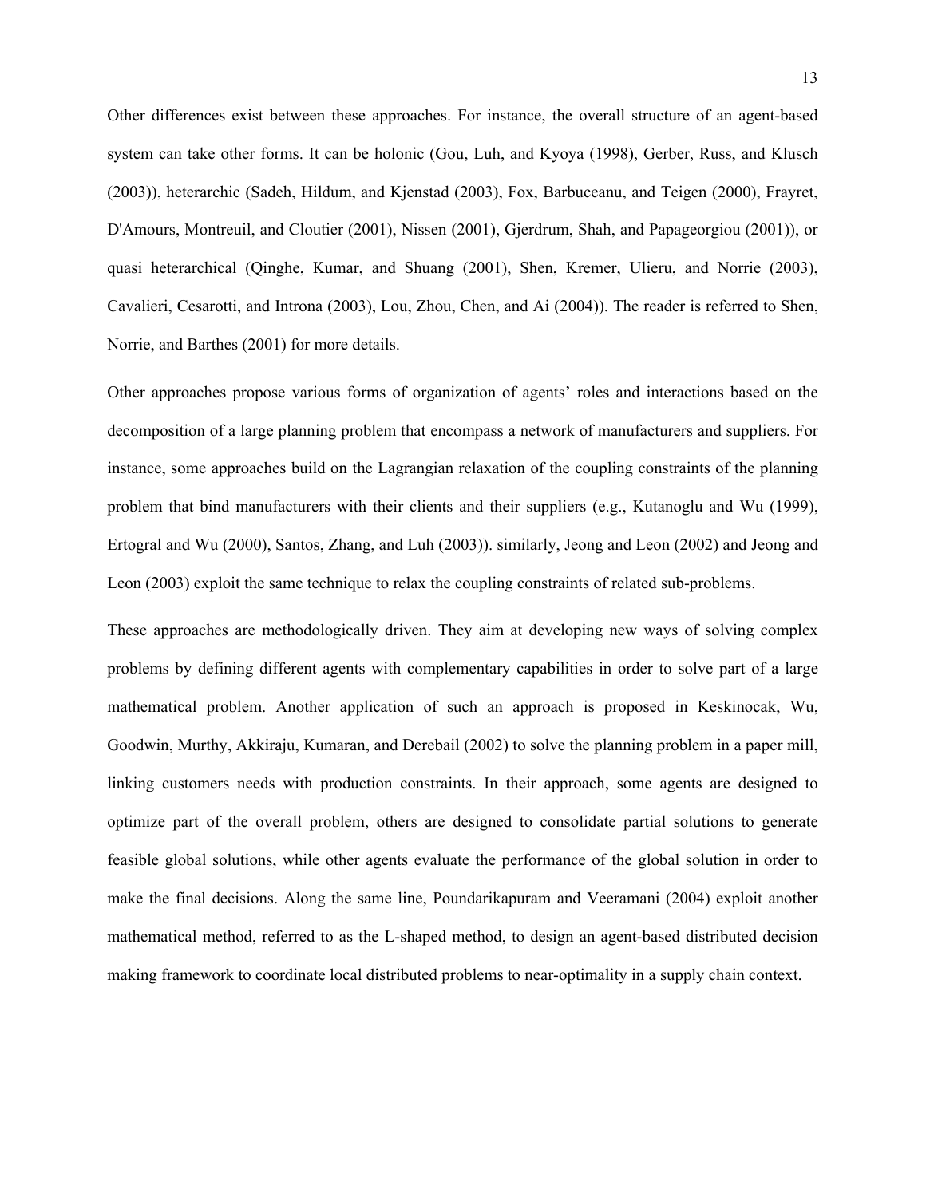Other differences exist between these approaches. For instance, the overall structure of an agent-based system can take other forms. It can be holonic (Gou, Luh, and Kyoya (1998), Gerber, Russ, and Klusch (2003)), heterarchic (Sadeh, Hildum, and Kjenstad (2003), Fox, Barbuceanu, and Teigen (2000), Frayret, D'Amours, Montreuil, and Cloutier (2001), Nissen (2001), Gjerdrum, Shah, and Papageorgiou (2001)), or quasi heterarchical (Qinghe, Kumar, and Shuang (2001), Shen, Kremer, Ulieru, and Norrie (2003), Cavalieri, Cesarotti, and Introna (2003), Lou, Zhou, Chen, and Ai (2004)). The reader is referred to Shen, Norrie, and Barthes (2001) for more details.

Other approaches propose various forms of organization of agents' roles and interactions based on the decomposition of a large planning problem that encompass a network of manufacturers and suppliers. For instance, some approaches build on the Lagrangian relaxation of the coupling constraints of the planning problem that bind manufacturers with their clients and their suppliers (e.g., Kutanoglu and Wu (1999), Ertogral and Wu (2000), Santos, Zhang, and Luh (2003)). similarly, Jeong and Leon (2002) and Jeong and Leon (2003) exploit the same technique to relax the coupling constraints of related sub-problems.

These approaches are methodologically driven. They aim at developing new ways of solving complex problems by defining different agents with complementary capabilities in order to solve part of a large mathematical problem. Another application of such an approach is proposed in Keskinocak, Wu, Goodwin, Murthy, Akkiraju, Kumaran, and Derebail (2002) to solve the planning problem in a paper mill, linking customers needs with production constraints. In their approach, some agents are designed to optimize part of the overall problem, others are designed to consolidate partial solutions to generate feasible global solutions, while other agents evaluate the performance of the global solution in order to make the final decisions. Along the same line, Poundarikapuram and Veeramani (2004) exploit another mathematical method, referred to as the L-shaped method, to design an agent-based distributed decision making framework to coordinate local distributed problems to near-optimality in a supply chain context.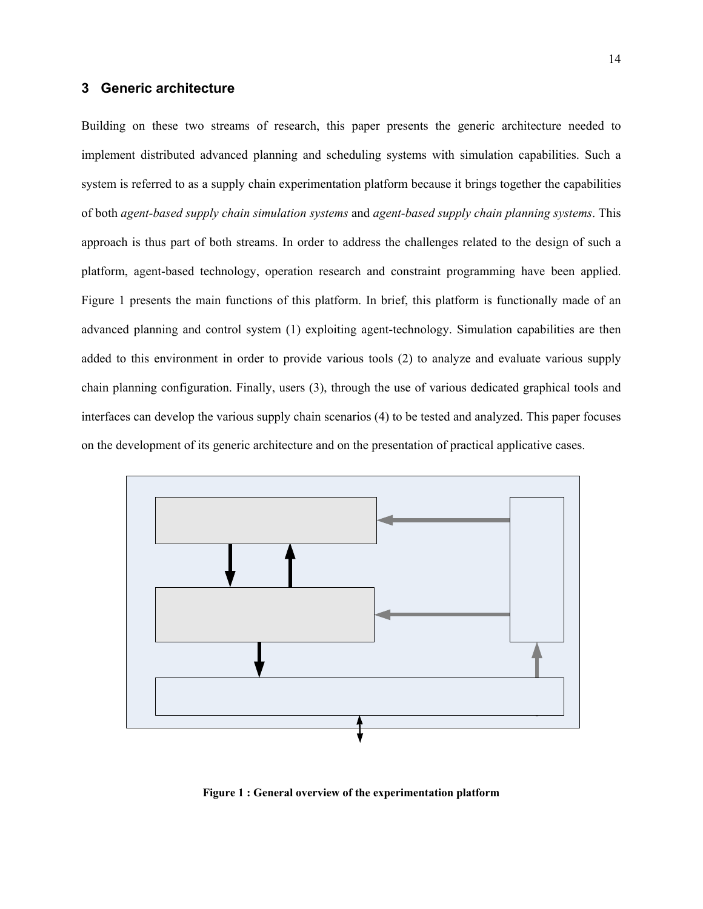## 3 Generic architecture

Building on these two streams of research, this paper presents the generic architecture needed to implement distributed advanced planning and scheduling systems with simulation capabilities. Such a system is referred to as a supply chain experimentation platform because it brings together the capabilities of both *agent-based supply chain simulation systems* and *agent-based supply chain planning systems*. This approach is thus part of both streams. In order to address the challenges related to the design of such a platform, agent-based technology, operation research and constraint programming have been applied. Figure 1 presents the main functions of this platform. In brief, this platform is functionally made of an advanced planning and control system (1) exploiting agent-technology. Simulation capabilities are then added to this environment in order to provide various tools (2) to analyze and evaluate various supply chain planning configuration. Finally, users (3), through the use of various dedicated graphical tools and interfaces can develop the various supply chain scenarios (4) to be tested and analyzed. This paper focuses on the development of its generic architecture and on the presentation of practical applicative cases.

**Figure 1 : General overview of the experimentation platform**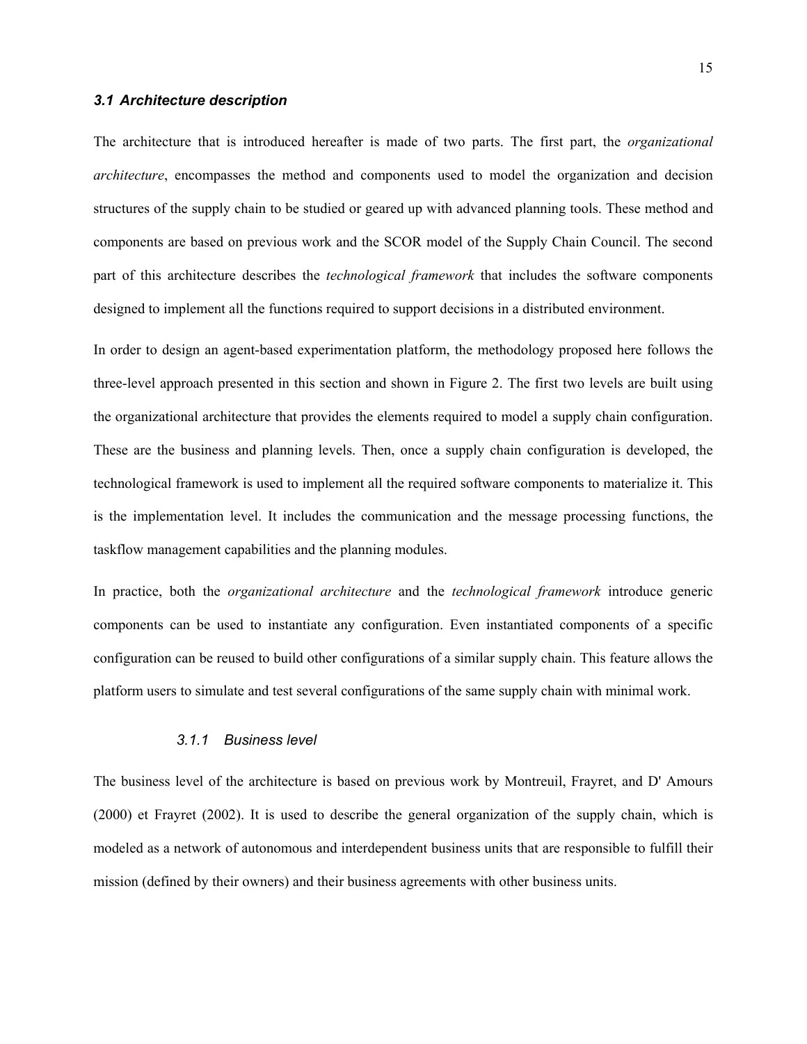### *3.1 Architecture description*

The architecture that is introduced hereafter is made of two parts. The first part, the *organizational architecture*, encompasses the method and components used to model the organization and decision structures of the supply chain to be studied or geared up with advanced planning tools. These method and components are based on previous work and the SCOR model of the Supply Chain Council. The second part of this architecture describes the *technological framework* that includes the software components designed to implement all the functions required to support decisions in a distributed environment.

In order to design an agent-based experimentation platform, the methodology proposed here follows the three-level approach presented in this section and shown in Figure 2. The first two levels are built using the organizational architecture that provides the elements required to model a supply chain configuration. These are the business and planning levels. Then, once a supply chain configuration is developed, the technological framework is used to implement all the required software components to materialize it. This is the implementation level. It includes the communication and the message processing functions, the taskflow management capabilities and the planning modules.

In practice, both the *organizational architecture* and the *technological framework* introduce generic components can be used to instantiate any configuration. Even instantiated components of a specific configuration can be reused to build other configurations of a similar supply chain. This feature allows the platform users to simulate and test several configurations of the same supply chain with minimal work.

#### *3.1.1 Business level*

The business level of the architecture is based on previous work by Montreuil, Frayret, and D' Amours (2000) et Frayret (2002). It is used to describe the general organization of the supply chain, which is modeled as a network of autonomous and interdependent business units that are responsible to fulfill their mission (defined by their owners) and their business agreements with other business units.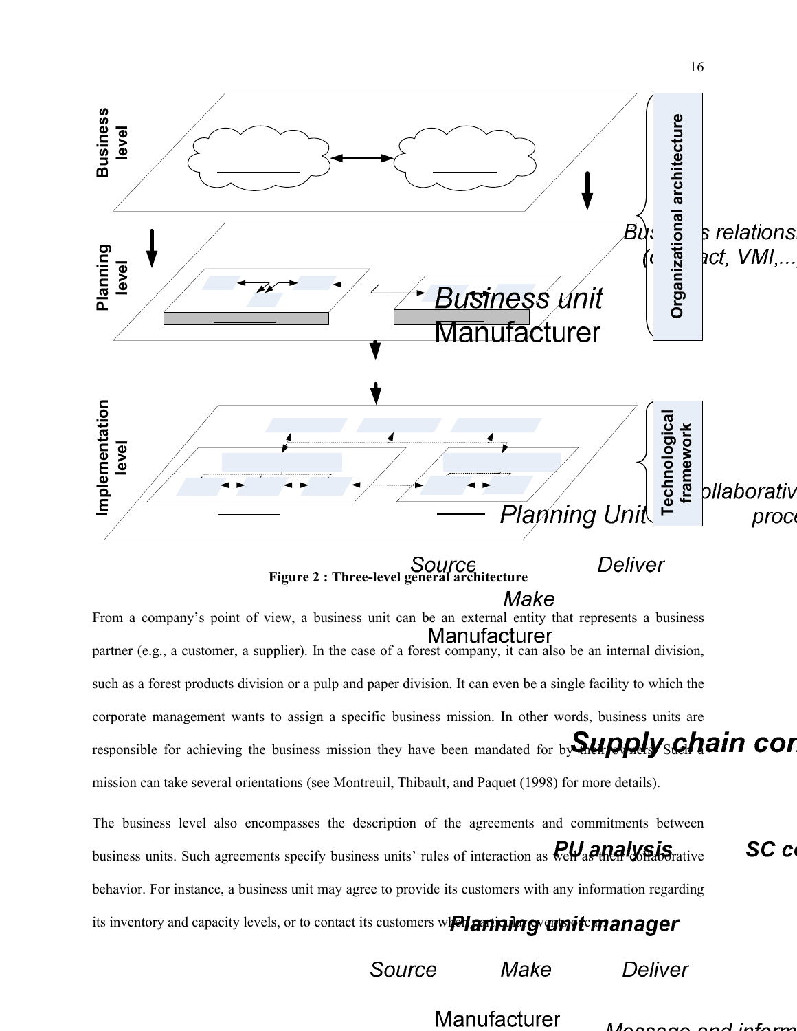**Figure 2 : Three-level general architecture**

From a company's point of view, a business unit can be an external entity that represents a business partner (e.g., a customer, a supplier). In the case of a forest company, it can also be an internal division, such as a forest products division or a pulp and paper division. It can even be a single facility to which the corporate management wants to assign a specific business mission. In other words, business units are responsible for achieving the business mission they have been mandated for by their owners. Such a mission can take several orientations (see Montreuil, Thibault, and Paquet (1998) for more details).

The business level also encompasses the description of the agreements and commitments between business units. Such agreements specify business units' rules of interaction as well as their collaborative behavior. For instance, a business unit may agree to provide its customers with any information regarding its inventory and capacity levels, or to contact its customers when particular events occur.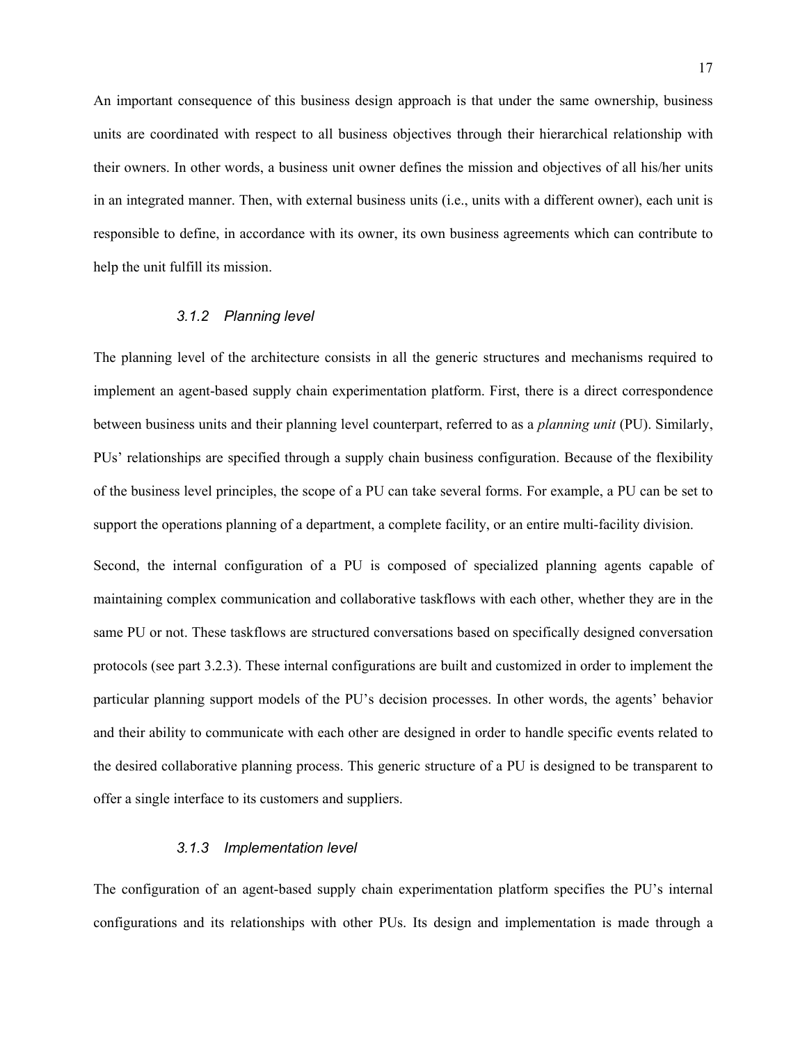An important consequence of this business design approach is that under the same ownership, business units are coordinated with respect to all business objectives through their hierarchical relationship with their owners. In other words, a business unit owner defines the mission and objectives of all his/her units in an integrated manner. Then, with external business units (i.e., units with a different owner), each unit is responsible to define, in accordance with its owner, its own business agreements which can contribute to help the unit fulfill its mission.

### *3.1.2 Planning level*

The planning level of the architecture consists in all the generic structures and mechanisms required to implement an agent-based supply chain experimentation platform. First, there is a direct correspondence between business units and their planning level counterpart, referred to as a *planning unit* (PU). Similarly, PUs' relationships are specified through a supply chain business configuration. Because of the flexibility of the business level principles, the scope of a PU can take several forms. For example, a PU can be set to support the operations planning of a department, a complete facility, or an entire multi-facility division.

Second, the internal configuration of a PU is composed of specialized planning agents capable of maintaining complex communication and collaborative taskflows with each other, whether they are in the same PU or not. These taskflows are structured conversations based on specifically designed conversation protocols (see part 3.2.3). These internal configurations are built and customized in order to implement the particular planning support models of the PU's decision processes. In other words, the agents' behavior and their ability to communicate with each other are designed in order to handle specific events related to the desired collaborative planning process. This generic structure of a PU is designed to be transparent to offer a single interface to its customers and suppliers.

### *3.1.3 Implementation level*

The configuration of an agent-based supply chain experimentation platform specifies the PU's internal configurations and its relationships with other PUs. Its design and implementation is made through a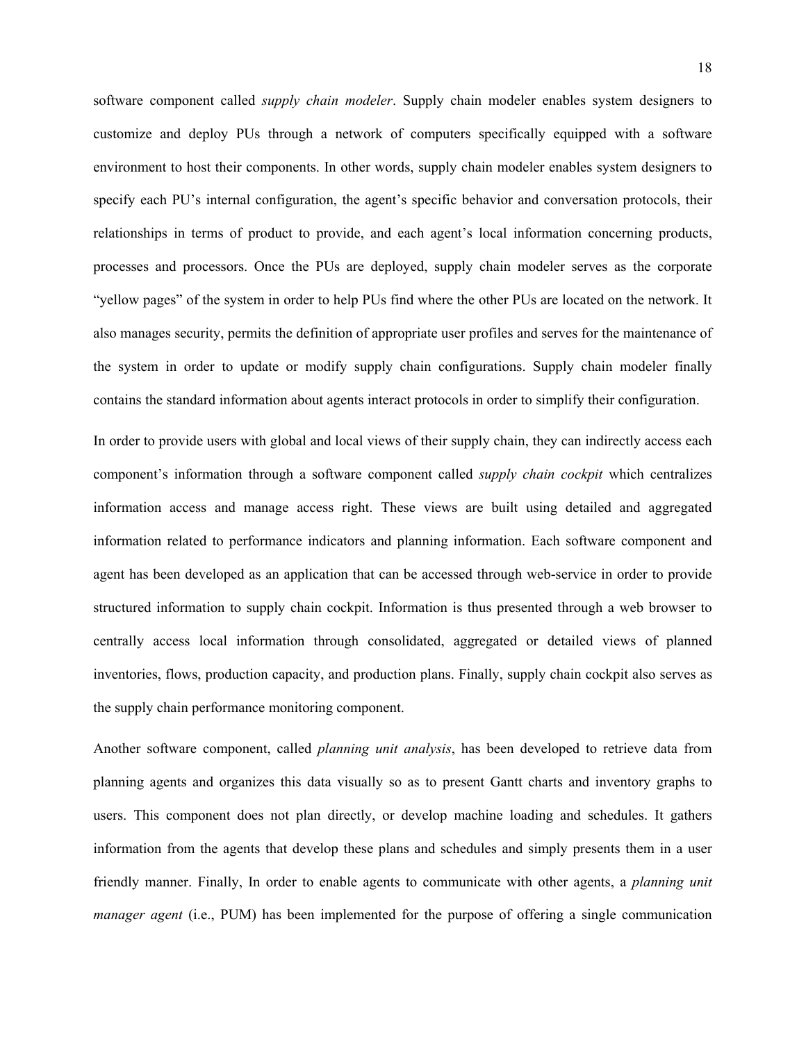software component called *supply chain modeler*. Supply chain modeler enables system designers to customize and deploy PUs through a network of computers specifically equipped with a software environment to host their components. In other words, supply chain modeler enables system designers to specify each PU's internal configuration, the agent's specific behavior and conversation protocols, their relationships in terms of product to provide, and each agent's local information concerning products, processes and processors. Once the PUs are deployed, supply chain modeler serves as the corporate "yellow pages" of the system in order to help PUs find where the other PUs are located on the network. It also manages security, permits the definition of appropriate user profiles and serves for the maintenance of the system in order to update or modify supply chain configurations. Supply chain modeler finally contains the standard information about agents interact protocols in order to simplify their configuration.

In order to provide users with global and local views of their supply chain, they can indirectly access each component's information through a software component called *supply chain cockpit* which centralizes information access and manage access right. These views are built using detailed and aggregated information related to performance indicators and planning information. Each software component and agent has been developed as an application that can be accessed through web-service in order to provide structured information to supply chain cockpit. Information is thus presented through a web browser to centrally access local information through consolidated, aggregated or detailed views of planned inventories, flows, production capacity, and production plans. Finally, supply chain cockpit also serves as the supply chain performance monitoring component.

Another software component, called *planning unit analysis*, has been developed to retrieve data from planning agents and organizes this data visually so as to present Gantt charts and inventory graphs to users. This component does not plan directly, or develop machine loading and schedules. It gathers information from the agents that develop these plans and schedules and simply presents them in a user friendly manner. Finally, In order to enable agents to communicate with other agents, a *planning unit manager agent* (i.e., PUM) has been implemented for the purpose of offering a single communication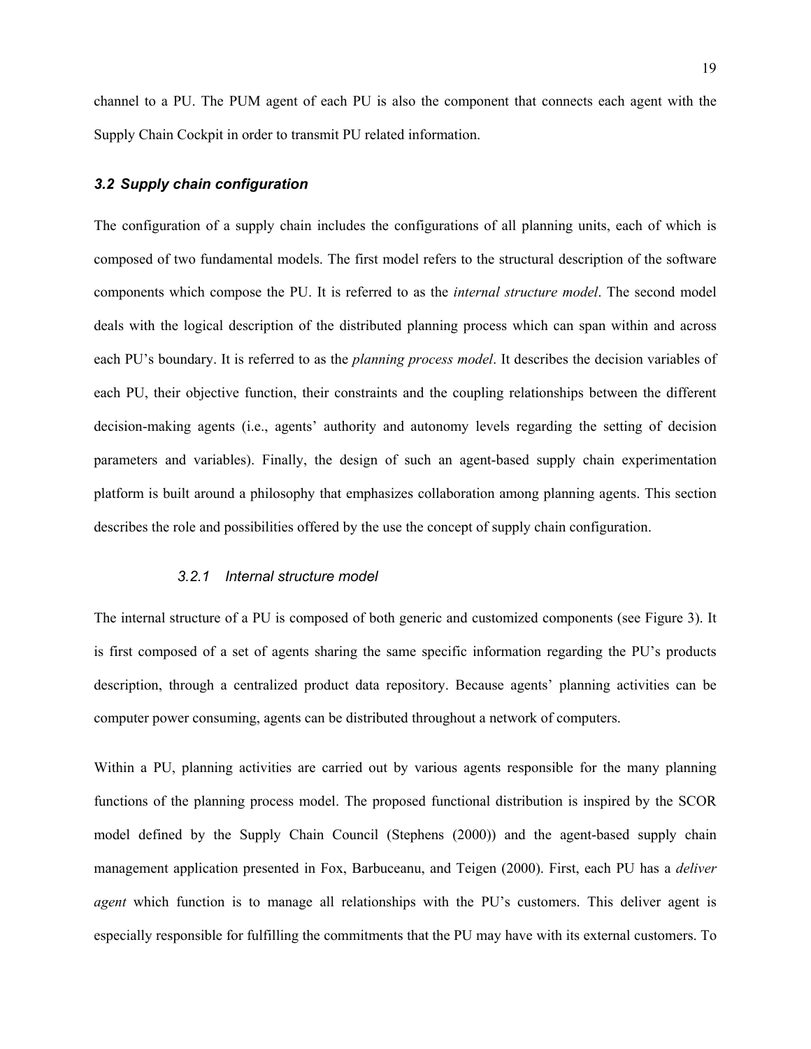channel to a PU. The PUM agent of each PU is also the component that connects each agent with the Supply Chain Cockpit in order to transmit PU related information.

### *3.2 Supply chain configuration*

The configuration of a supply chain includes the configurations of all planning units, each of which is composed of two fundamental models. The first model refers to the structural description of the software components which compose the PU. It is referred to as the *internal structure model*. The second model deals with the logical description of the distributed planning process which can span within and across each PU's boundary. It is referred to as the *planning process model*. It describes the decision variables of each PU, their objective function, their constraints and the coupling relationships between the different decision-making agents (i.e., agents' authority and autonomy levels regarding the setting of decision parameters and variables). Finally, the design of such an agent-based supply chain experimentation platform is built around a philosophy that emphasizes collaboration among planning agents. This section describes the role and possibilities offered by the use the concept of supply chain configuration.

#### *3.2.1 Internal structure model*

The internal structure of a PU is composed of both generic and customized components (see Figure 3). It is first composed of a set of agents sharing the same specific information regarding the PU's products description, through a centralized product data repository. Because agents' planning activities can be computer power consuming, agents can be distributed throughout a network of computers.

Within a PU, planning activities are carried out by various agents responsible for the many planning functions of the planning process model. The proposed functional distribution is inspired by the SCOR model defined by the Supply Chain Council (Stephens (2000)) and the agent-based supply chain management application presented in Fox, Barbuceanu, and Teigen (2000). First, each PU has a *deliver agent* which function is to manage all relationships with the PU's customers. This deliver agent is especially responsible for fulfilling the commitments that the PU may have with its external customers. To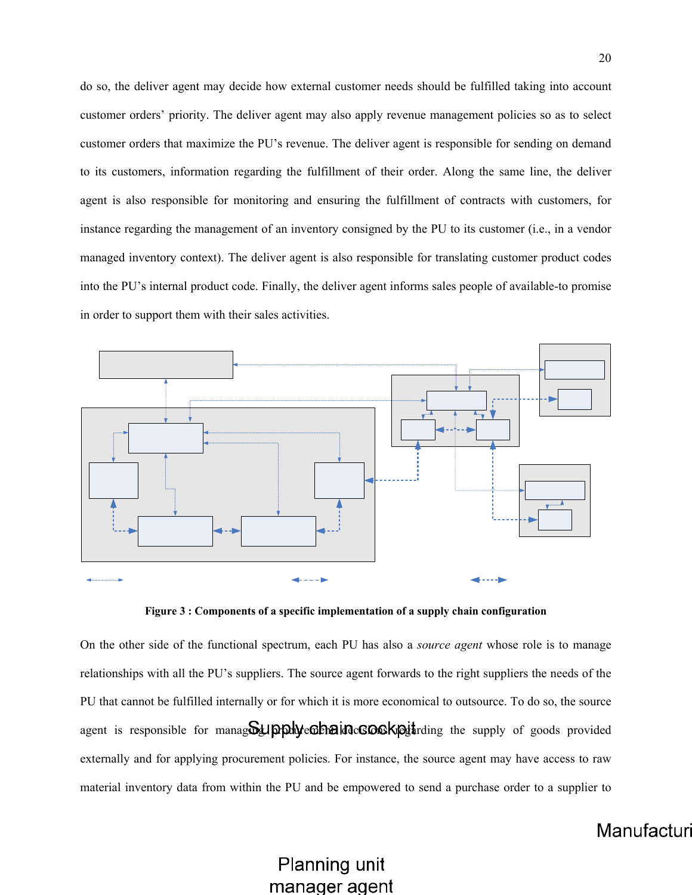do so, the deliver agent may decide how external customer needs should be fulfilled taking into account customer orders' priority. The deliver agent may also apply revenue management policies so as to select customer orders that maximize the PU's revenue. The deliver agent is responsible for sending on demand to its customers, information regarding the fulfillment of their order. Along the same line, the deliver agent is also responsible for monitoring and ensuring the fulfillment of contracts with customers, for instance regarding the management of an inventory consigned by the PU to its customer (i.e., in a vendor managed inventory context). The deliver agent is also responsible for translating customer product codes into the PU's internal product code. Finally, the deliver agent informs sales people of available-to promise in order to support them with their sales activities.

**Figure 3 : Components of a specific implementation of a supply chain configuration**

On the other side of the functional spectrum, each PU has also a *source agent* whose role is to manage relationships with all the PU's suppliers. The source agent forwards to the right suppliers the needs of the PU that cannot be fulfilled internally or for which it is more economical to outsource. To do so, the source agent is responsible for managing procurement decisions regarding the supply of goods provided externally and for applying procurement policies. For instance, the source agent may have access to raw material inventory data from within the PU and be empowered to send a purchase order to a supplier to

Supply chain cockpit

Manufacturi

Planning unit manager agent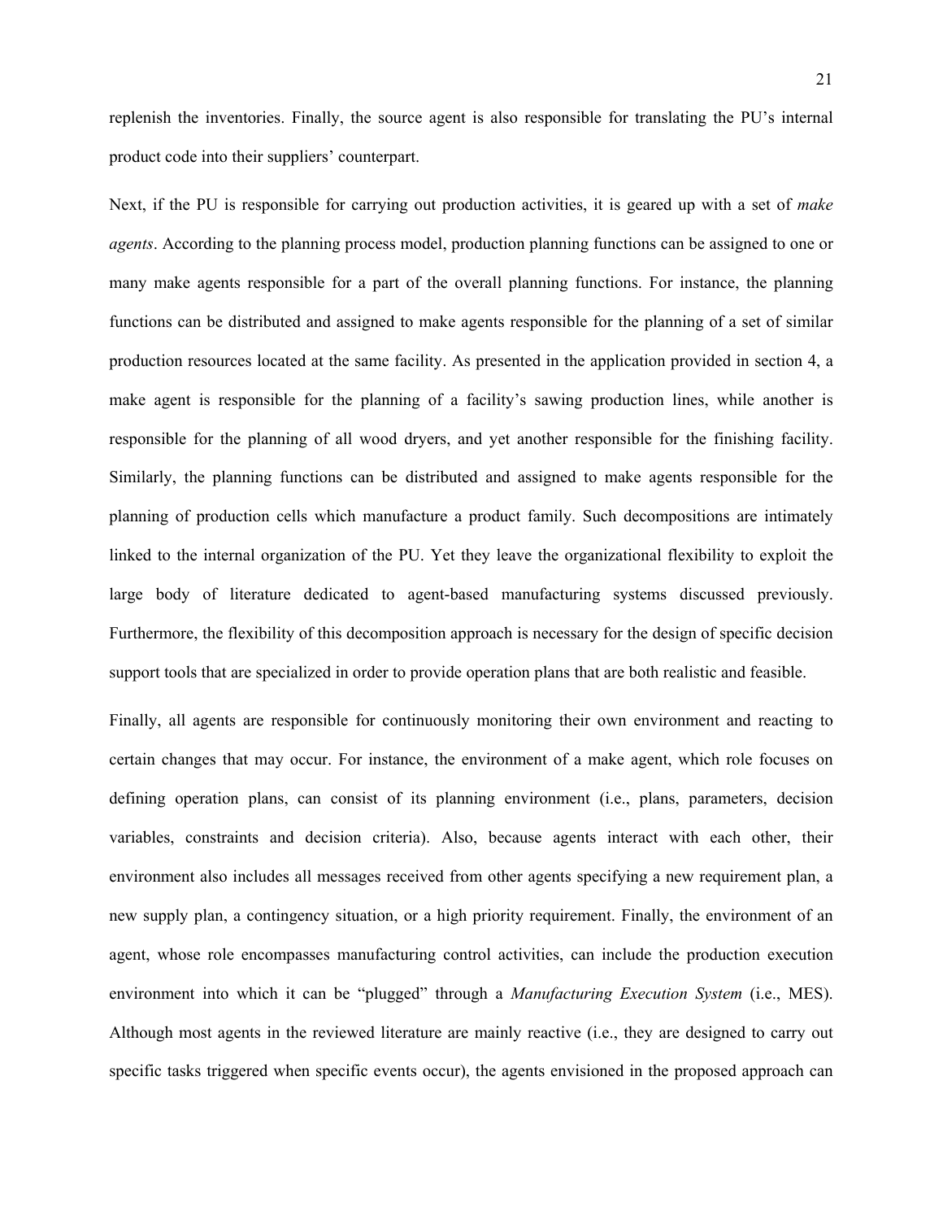replenish the inventories. Finally, the source agent is also responsible for translating the PU's internal product code into their suppliers' counterpart.

Next, if the PU is responsible for carrying out production activities, it is geared up with a set of *make agents*. According to the planning process model, production planning functions can be assigned to one or many make agents responsible for a part of the overall planning functions. For instance, the planning functions can be distributed and assigned to make agents responsible for the planning of a set of similar production resources located at the same facility. As presented in the application provided in section 4, a make agent is responsible for the planning of a facility's sawing production lines, while another is responsible for the planning of all wood dryers, and yet another responsible for the finishing facility. Similarly, the planning functions can be distributed and assigned to make agents responsible for the planning of production cells which manufacture a product family. Such decompositions are intimately linked to the internal organization of the PU. Yet they leave the organizational flexibility to exploit the large body of literature dedicated to agent-based manufacturing systems discussed previously. Furthermore, the flexibility of this decomposition approach is necessary for the design of specific decision support tools that are specialized in order to provide operation plans that are both realistic and feasible.

Finally, all agents are responsible for continuously monitoring their own environment and reacting to certain changes that may occur. For instance, the environment of a make agent, which role focuses on defining operation plans, can consist of its planning environment (i.e., plans, parameters, decision variables, constraints and decision criteria). Also, because agents interact with each other, their environment also includes all messages received from other agents specifying a new requirement plan, a new supply plan, a contingency situation, or a high priority requirement. Finally, the environment of an agent, whose role encompasses manufacturing control activities, can include the production execution environment into which it can be "plugged" through a *Manufacturing Execution System* (i.e., MES). Although most agents in the reviewed literature are mainly reactive (i.e., they are designed to carry out specific tasks triggered when specific events occur), the agents envisioned in the proposed approach can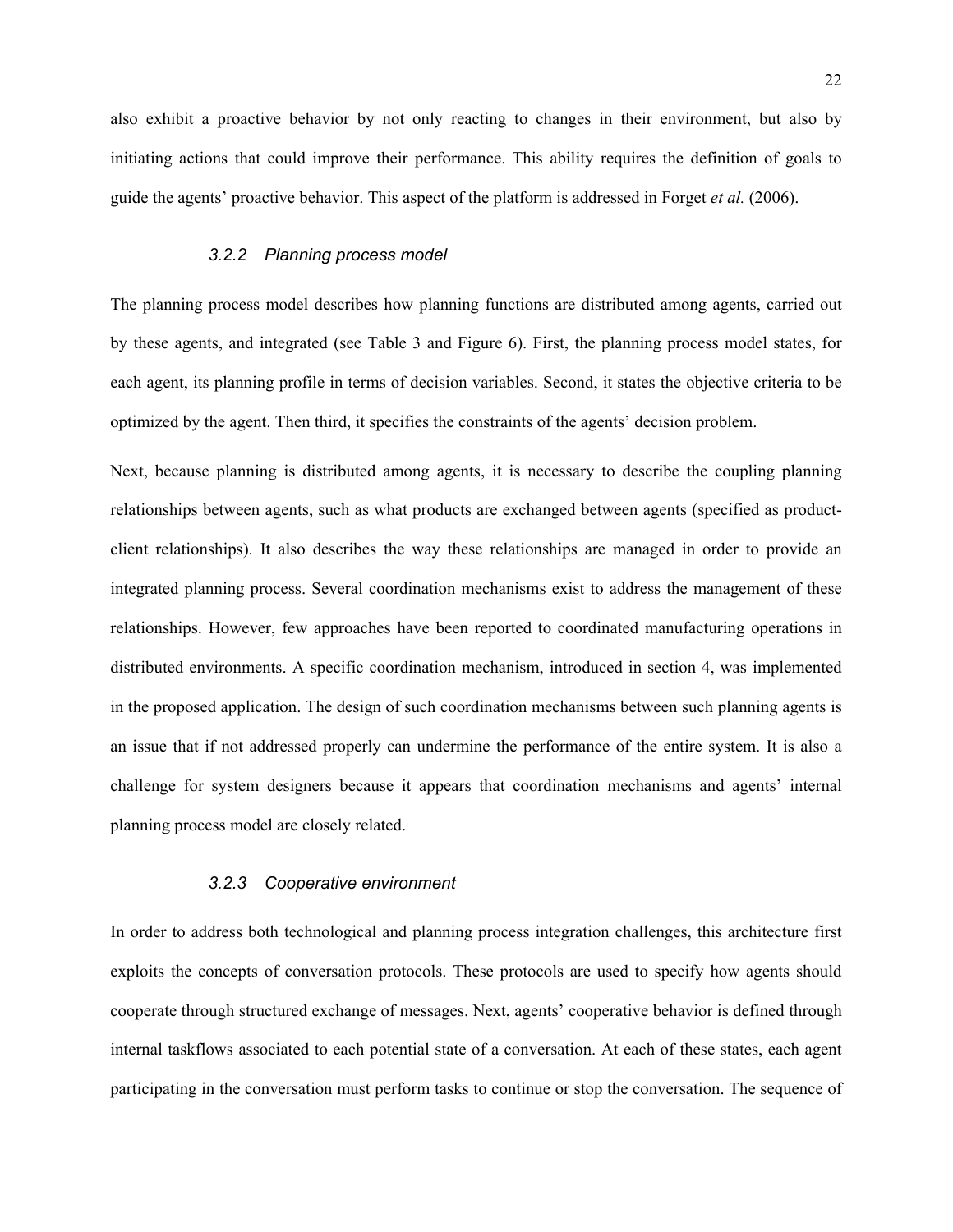also exhibit a proactive behavior by not only reacting to changes in their environment, but also by initiating actions that could improve their performance. This ability requires the definition of goals to guide the agents' proactive behavior. This aspect of the platform is addressed in Forget *et al.* (2006).

### *3.2.2 Planning process model*

The planning process model describes how planning functions are distributed among agents, carried out by these agents, and integrated (see Table 3 and Figure 6). First, the planning process model states, for each agent, its planning profile in terms of decision variables. Second, it states the objective criteria to be optimized by the agent. Then third, it specifies the constraints of the agents' decision problem.

Next, because planning is distributed among agents, it is necessary to describe the coupling planning relationships between agents, such as what products are exchanged between agents (specified as product-client relationships). It also describes the way these relationships are managed in order to provide an integrated planning process. Several coordination mechanisms exist to address the management of these relationships. However, few approaches have been reported to coordinated manufacturing operations in distributed environments. A specific coordination mechanism, introduced in section 4, was implemented in the proposed application. The design of such coordination mechanisms between such planning agents is an issue that if not addressed properly can undermine the performance of the entire system. It is also a challenge for system designers because it appears that coordination mechanisms and agents' internal planning process model are closely related.

### *3.2.3 Cooperative environment*

In order to address both technological and planning process integration challenges, this architecture first exploits the concepts of conversation protocols. These protocols are used to specify how agents should cooperate through structured exchange of messages. Next, agents' cooperative behavior is defined through internal taskflows associated to each potential state of a conversation. At each of these states, each agent participating in the conversation must perform tasks to continue or stop the conversation. The sequence of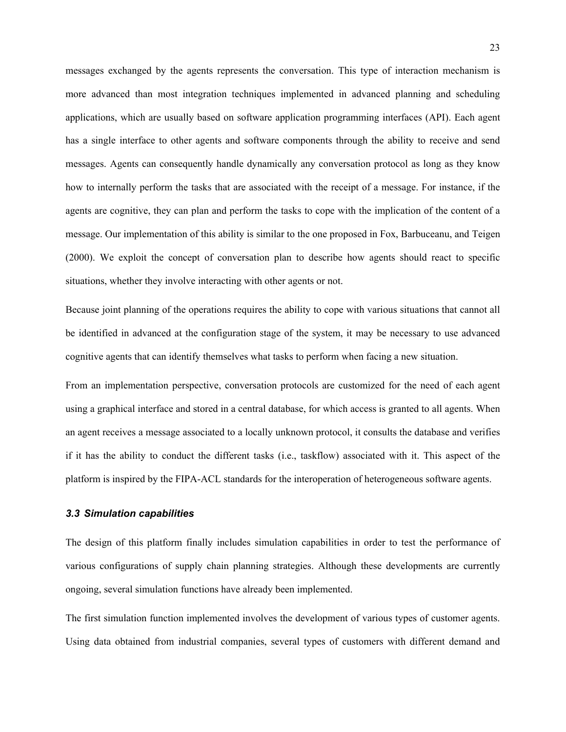messages exchanged by the agents represents the conversation. This type of interaction mechanism is more advanced than most integration techniques implemented in advanced planning and scheduling applications, which are usually based on software application programming interfaces (API). Each agent has a single interface to other agents and software components through the ability to receive and send messages. Agents can consequently handle dynamically any conversation protocol as long as they know how to internally perform the tasks that are associated with the receipt of a message. For instance, if the agents are cognitive, they can plan and perform the tasks to cope with the implication of the content of a message. Our implementation of this ability is similar to the one proposed in Fox, Barbuceanu, and Teigen (2000). We exploit the concept of conversation plan to describe how agents should react to specific situations, whether they involve interacting with other agents or not.

Because joint planning of the operations requires the ability to cope with various situations that cannot all be identified in advanced at the configuration stage of the system, it may be necessary to use advanced cognitive agents that can identify themselves what tasks to perform when facing a new situation.

From an implementation perspective, conversation protocols are customized for the need of each agent using a graphical interface and stored in a central database, for which access is granted to all agents. When an agent receives a message associated to a locally unknown protocol, it consults the database and verifies if it has the ability to conduct the different tasks (i.e., taskflow) associated with it. This aspect of the platform is inspired by the FIPA-ACL standards for the interoperation of heterogeneous software agents.

### *3.3 Simulation capabilities*

The design of this platform finally includes simulation capabilities in order to test the performance of various configurations of supply chain planning strategies. Although these developments are currently ongoing, several simulation functions have already been implemented.

The first simulation function implemented involves the development of various types of customer agents. Using data obtained from industrial companies, several types of customers with different demand and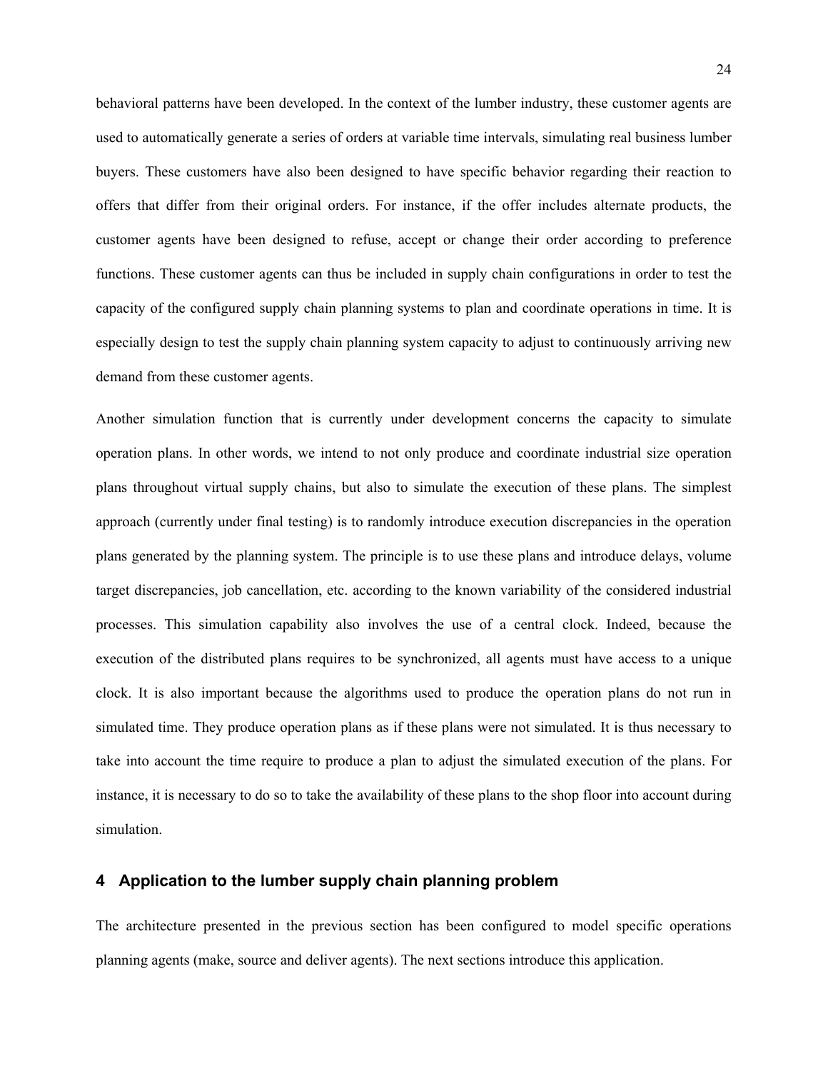behavioral patterns have been developed. In the context of the lumber industry, these customer agents are used to automatically generate a series of orders at variable time intervals, simulating real business lumber buyers. These customers have also been designed to have specific behavior regarding their reaction to offers that differ from their original orders. For instance, if the offer includes alternate products, the customer agents have been designed to refuse, accept or change their order according to preference functions. These customer agents can thus be included in supply chain configurations in order to test the capacity of the configured supply chain planning systems to plan and coordinate operations in time. It is especially design to test the supply chain planning system capacity to adjust to continuously arriving new demand from these customer agents.

Another simulation function that is currently under development concerns the capacity to simulate operation plans. In other words, we intend to not only produce and coordinate industrial size operation plans throughout virtual supply chains, but also to simulate the execution of these plans. The simplest approach (currently under final testing) is to randomly introduce execution discrepancies in the operation plans generated by the planning system. The principle is to use these plans and introduce delays, volume target discrepancies, job cancellation, etc. according to the known variability of the considered industrial processes. This simulation capability also involves the use of a central clock. Indeed, because the execution of the distributed plans requires to be synchronized, all agents must have access to a unique clock. It is also important because the algorithms used to produce the operation plans do not run in simulated time. They produce operation plans as if these plans were not simulated. It is thus necessary to take into account the time require to produce a plan to adjust the simulated execution of the plans. For instance, it is necessary to do so to take the availability of these plans to the shop floor into account during simulation.

## 4 Application to the lumber supply chain planning problem

The architecture presented in the previous section has been configured to model specific operations planning agents (make, source and deliver agents). The next sections introduce this application.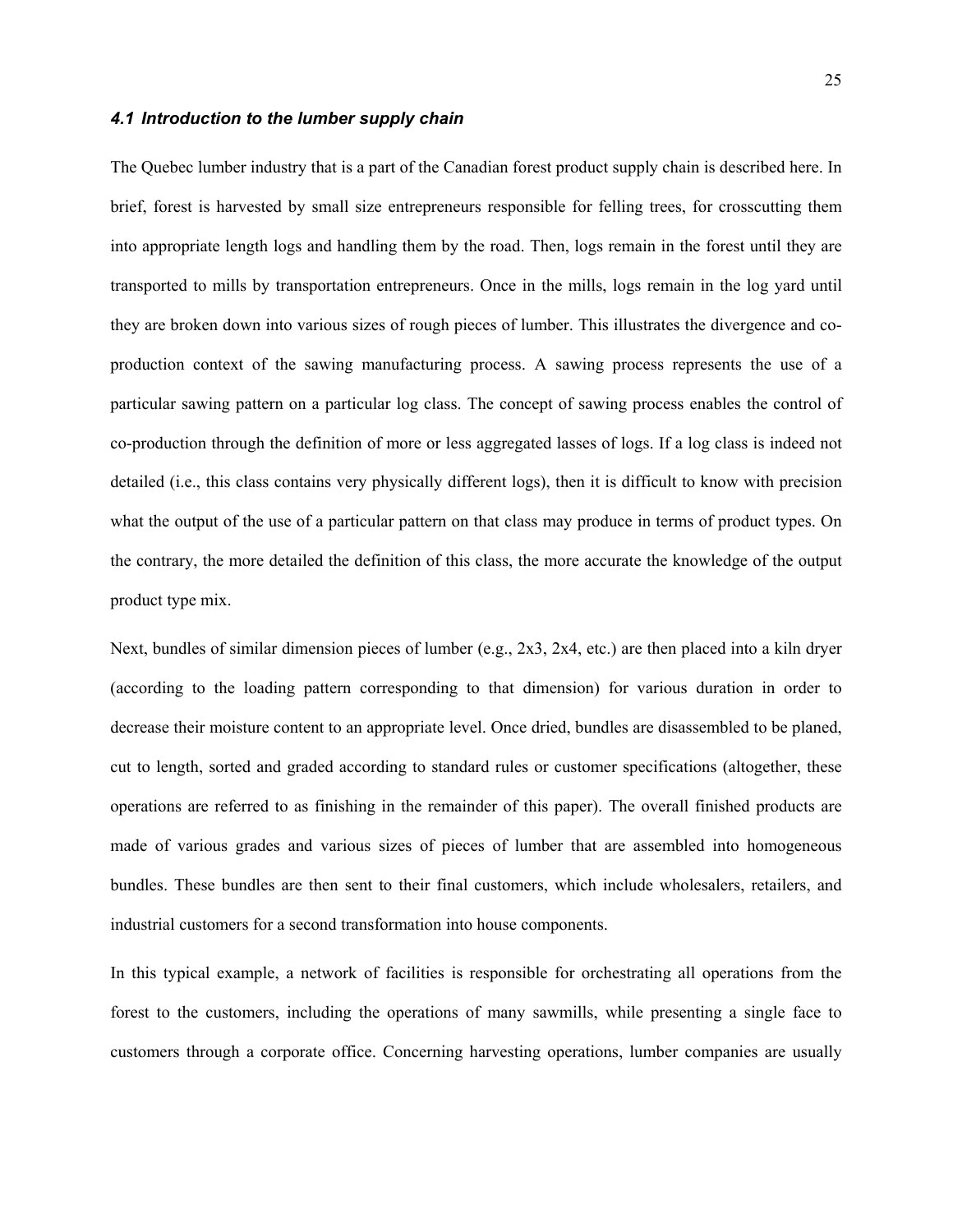### *4.1 Introduction to the lumber supply chain*

The Quebec lumber industry that is a part of the Canadian forest product supply chain is described here. In brief, forest is harvested by small size entrepreneurs responsible for felling trees, for crosscutting them into appropriate length logs and handling them by the road. Then, logs remain in the forest until they are transported to mills by transportation entrepreneurs. Once in the mills, logs remain in the log yard until they are broken down into various sizes of rough pieces of lumber. This illustrates the divergence and co-production context of the sawing manufacturing process. A sawing process represents the use of a particular sawing pattern on a particular log class. The concept of sawing process enables the control of co-production through the definition of more or less aggregated lasses of logs. If a log class is indeed not detailed (i.e., this class contains very physically different logs), then it is difficult to know with precision what the output of the use of a particular pattern on that class may produce in terms of product types. On the contrary, the more detailed the definition of this class, the more accurate the knowledge of the output product type mix.

Next, bundles of similar dimension pieces of lumber (e.g., 2x3, 2x4, etc.) are then placed into a kiln dryer (according to the loading pattern corresponding to that dimension) for various duration in order to decrease their moisture content to an appropriate level. Once dried, bundles are disassembled to be planed, cut to length, sorted and graded according to standard rules or customer specifications (altogether, these operations are referred to as finishing in the remainder of this paper). The overall finished products are made of various grades and various sizes of pieces of lumber that are assembled into homogeneous bundles. These bundles are then sent to their final customers, which include wholesalers, retailers, and industrial customers for a second transformation into house components.

In this typical example, a network of facilities is responsible for orchestrating all operations from the forest to the customers, including the operations of many sawmills, while presenting a single face to customers through a corporate office. Concerning harvesting operations, lumber companies are usually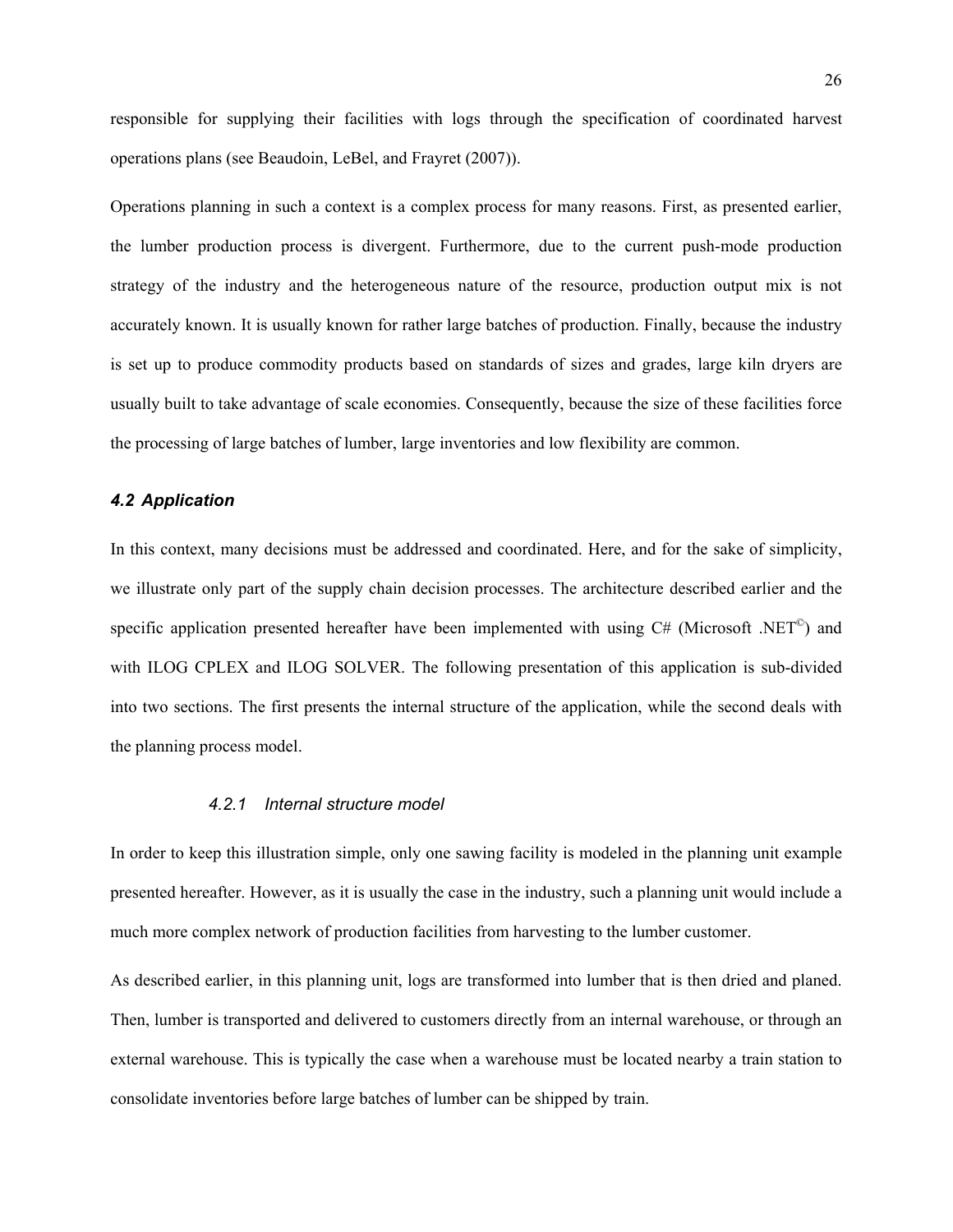responsible for supplying their facilities with logs through the specification of coordinated harvest operations plans (see Beaudoin, LeBel, and Frayret (2007)).

Operations planning in such a context is a complex process for many reasons. First, as presented earlier, the lumber production process is divergent. Furthermore, due to the current push-mode production strategy of the industry and the heterogeneous nature of the resource, production output mix is not accurately known. It is usually known for rather large batches of production. Finally, because the industry is set up to produce commodity products based on standards of sizes and grades, large kiln dryers are usually built to take advantage of scale economies. Consequently, because the size of these facilities force the processing of large batches of lumber, large inventories and low flexibility are common.

### *4.2 Application*

In this context, many decisions must be addressed and coordinated. Here, and for the sake of simplicity, we illustrate only part of the supply chain decision processes. The architecture described earlier and the specific application presented hereafter have been implemented with using C# (Microsoft .NET©) and with ILOG CPLEX and ILOG SOLVER. The following presentation of this application is sub-divided into two sections. The first presents the internal structure of the application, while the second deals with the planning process model.

#### *4.2.1 Internal structure model*

In order to keep this illustration simple, only one sawing facility is modeled in the planning unit example presented hereafter. However, as it is usually the case in the industry, such a planning unit would include a much more complex network of production facilities from harvesting to the lumber customer.

As described earlier, in this planning unit, logs are transformed into lumber that is then dried and planed. Then, lumber is transported and delivered to customers directly from an internal warehouse, or through an external warehouse. This is typically the case when a warehouse must be located nearby a train station to consolidate inventories before large batches of lumber can be shipped by train.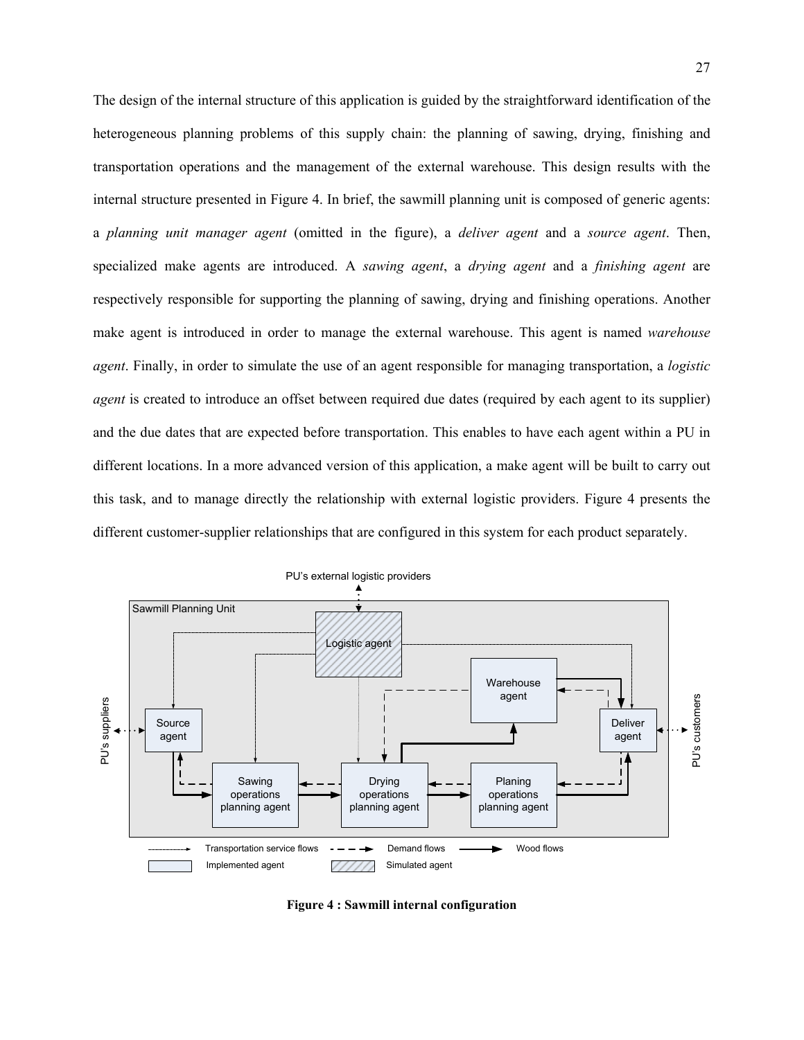The design of the internal structure of this application is guided by the straightforward identification of the heterogeneous planning problems of this supply chain: the planning of sawing, drying, finishing and transportation operations and the management of the external warehouse. This design results with the internal structure presented in Figure 4. In brief, the sawmill planning unit is composed of generic agents: a *planning unit manager agent* (omitted in the figure), a *deliver agent* and a *source agent*. Then, specialized make agents are introduced. A *sawing agent*, a *drying agent* and a *finishing agent* are respectively responsible for supporting the planning of sawing, drying and finishing operations. Another make agent is introduced in order to manage the external warehouse. This agent is named *warehouse agent*. Finally, in order to simulate the use of an agent responsible for managing transportation, a *logistic agent* is created to introduce an offset between required due dates (required by each agent to its supplier) and the due dates that are expected before transportation. This enables to have each agent within a PU in different locations. In a more advanced version of this application, a make agent will be built to carry out this task, and to manage directly the relationship with external logistic providers. Figure 4 presents the different customer-supplier relationships that are configured in this system for each product separately.

**Figure 4 : Sawmill internal configuration**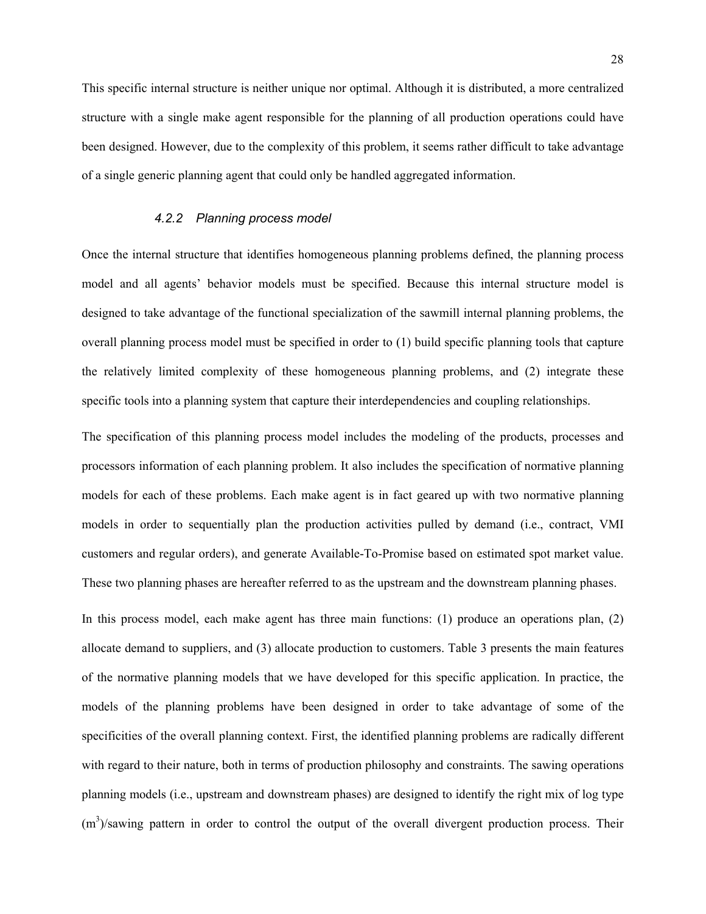This specific internal structure is neither unique nor optimal. Although it is distributed, a more centralized structure with a single make agent responsible for the planning of all production operations could have been designed. However, due to the complexity of this problem, it seems rather difficult to take advantage of a single generic planning agent that could only be handled aggregated information.

### *4.2.2 Planning process model*

Once the internal structure that identifies homogeneous planning problems defined, the planning process model and all agents' behavior models must be specified. Because this internal structure model is designed to take advantage of the functional specialization of the sawmill internal planning problems, the overall planning process model must be specified in order to (1) build specific planning tools that capture the relatively limited complexity of these homogeneous planning problems, and (2) integrate these specific tools into a planning system that capture their interdependencies and coupling relationships.

The specification of this planning process model includes the modeling of the products, processes and processors information of each planning problem. It also includes the specification of normative planning models for each of these problems. Each make agent is in fact geared up with two normative planning models in order to sequentially plan the production activities pulled by demand (i.e., contract, VMI customers and regular orders), and generate Available-To-Promise based on estimated spot market value. These two planning phases are hereafter referred to as the upstream and the downstream planning phases.

In this process model, each make agent has three main functions: (1) produce an operations plan, (2) allocate demand to suppliers, and (3) allocate production to customers. Table 3 presents the main features of the normative planning models that we have developed for this specific application. In practice, the models of the planning problems have been designed in order to take advantage of some of the specificities of the overall planning context. First, the identified planning problems are radically different with regard to their nature, both in terms of production philosophy and constraints. The sawing operations planning models (i.e., upstream and downstream phases) are designed to identify the right mix of log type ($m^3$)/sawing pattern in order to control the output of the overall divergent production process. Their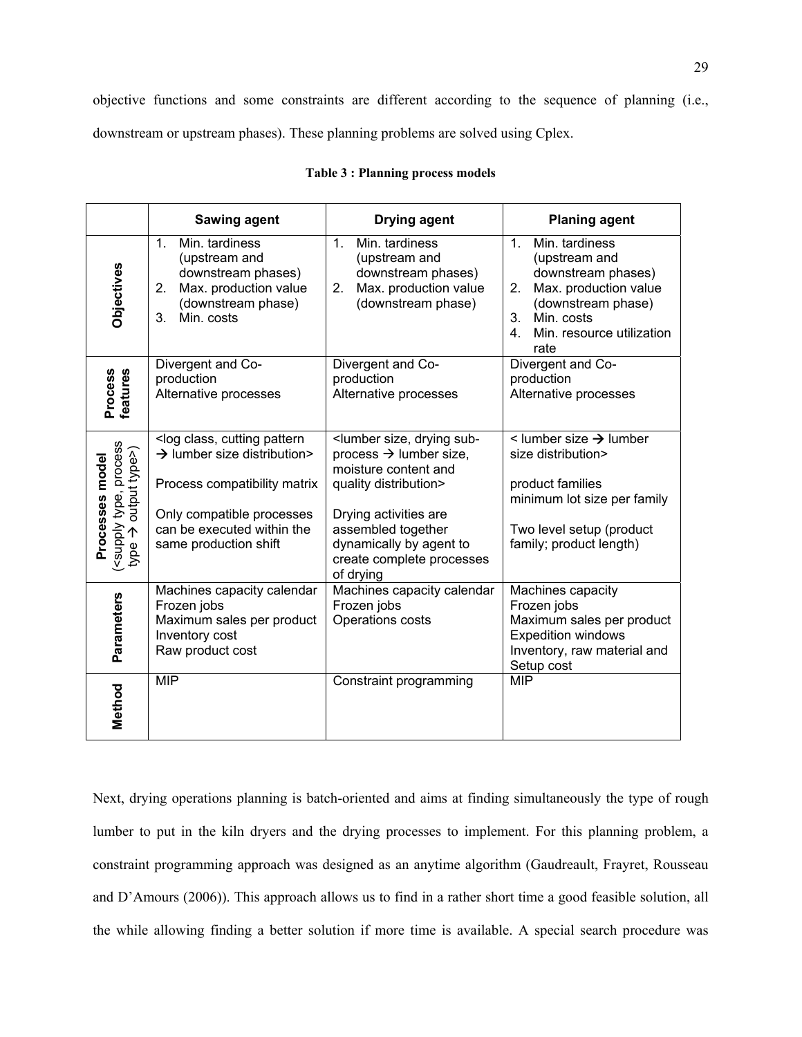objective functions and some constraints are different according to the sequence of planning (i.e., downstream or upstream phases). These planning problems are solved using Cplex.

**Table 3 : Planning process models**

| | **Sawing agent** | **Drying agent** | **Planing agent** |
|---|---|---|---|
| **Objectives** | 1. Min. tardiness (upstream and downstream phases)<br>2. Max. production value (downstream phase)<br>3. Min. costs | 1. Min. tardiness (upstream and downstream phases)<br>2. Max. production value (downstream phase) | 1. Min. tardiness (upstream and downstream phases)<br>2. Max. production value (downstream phase)<br>3. Min. costs<br>4. Min. resource utilization rate |
| **Process features** | Divergent and Co-production<br>Alternative processes | Divergent and Co-production<br>Alternative processes | Divergent and Co-production<br>Alternative processes |
| **Processes model** (<supply type, process type → output type>) | <log class, cutting pattern → lumber size distribution><br><br>Process compatibility matrix<br><br>Only compatible processes can be executed within the same production shift | <lumber size, drying sub-process → lumber size, moisture content and quality distribution><br><br>Drying activities are assembled together dynamically by agent to create complete processes of drying | < lumber size → lumber size distribution><br><br>product families<br>minimum lot size per family<br><br>Two level setup (product family; product length) |
| **Parameters** | Machines capacity calendar<br>Frozen jobs<br>Maximum sales per product<br>Inventory cost<br>Raw product cost | Machines capacity calendar<br>Frozen jobs<br>Operations costs | Machines capacity<br>Frozen jobs<br>Maximum sales per product<br>Expedition windows<br>Inventory, raw material and Setup cost |
| **Method** | MIP | Constraint programming | MIP |

Next, drying operations planning is batch-oriented and aims at finding simultaneously the type of rough lumber to put in the kiln dryers and the drying processes to implement. For this planning problem, a constraint programming approach was designed as an anytime algorithm (Gaudreault, Frayret, Rousseau and D'Amours (2006)). This approach allows us to find in a rather short time a good feasible solution, all the while allowing finding a better solution if more time is available. A special search procedure was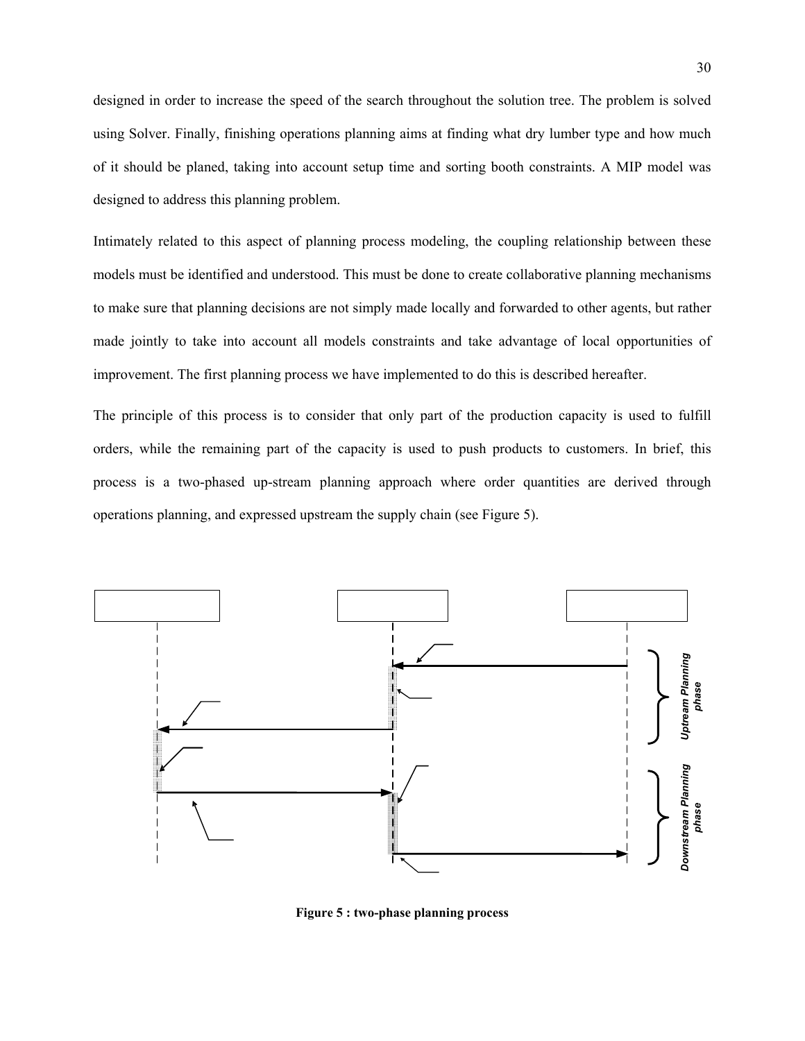designed in order to increase the speed of the search throughout the solution tree. The problem is solved using Solver. Finally, finishing operations planning aims at finding what dry lumber type and how much of it should be planed, taking into account setup time and sorting booth constraints. A MIP model was designed to address this planning problem.

Intimately related to this aspect of planning process modeling, the coupling relationship between these models must be identified and understood. This must be done to create collaborative planning mechanisms to make sure that planning decisions are not simply made locally and forwarded to other agents, but rather made jointly to take into account all models constraints and take advantage of local opportunities of improvement. The first planning process we have implemented to do this is described hereafter.

The principle of this process is to consider that only part of the production capacity is used to fulfill orders, while the remaining part of the capacity is used to push products to customers. In brief, this process is a two-phased up-stream planning approach where order quantities are derived through operations planning, and expressed upstream the supply chain (see Figure 5).

*Uptream Planning phase*

*Downstream Planning phase*

**Figure 5 : two-phase planning process**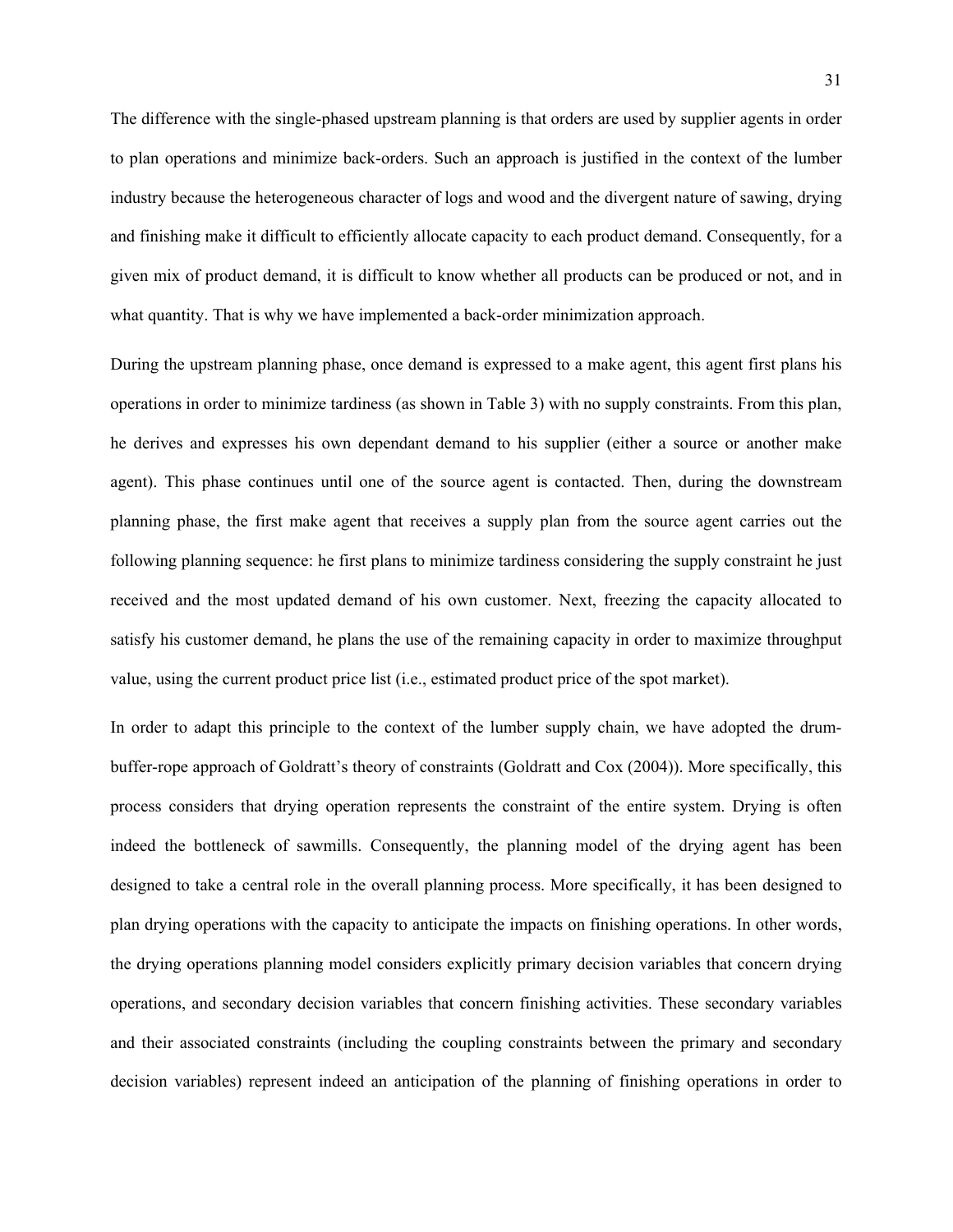The difference with the single-phased upstream planning is that orders are used by supplier agents in order to plan operations and minimize back-orders. Such an approach is justified in the context of the lumber industry because the heterogeneous character of logs and wood and the divergent nature of sawing, drying and finishing make it difficult to efficiently allocate capacity to each product demand. Consequently, for a given mix of product demand, it is difficult to know whether all products can be produced or not, and in what quantity. That is why we have implemented a back-order minimization approach.

During the upstream planning phase, once demand is expressed to a make agent, this agent first plans his operations in order to minimize tardiness (as shown in Table 3) with no supply constraints. From this plan, he derives and expresses his own dependant demand to his supplier (either a source or another make agent). This phase continues until one of the source agent is contacted. Then, during the downstream planning phase, the first make agent that receives a supply plan from the source agent carries out the following planning sequence: he first plans to minimize tardiness considering the supply constraint he just received and the most updated demand of his own customer. Next, freezing the capacity allocated to satisfy his customer demand, he plans the use of the remaining capacity in order to maximize throughput value, using the current product price list (i.e., estimated product price of the spot market).

In order to adapt this principle to the context of the lumber supply chain, we have adopted the drum-buffer-rope approach of Goldratt's theory of constraints (Goldratt and Cox (2004)). More specifically, this process considers that drying operation represents the constraint of the entire system. Drying is often indeed the bottleneck of sawmills. Consequently, the planning model of the drying agent has been designed to take a central role in the overall planning process. More specifically, it has been designed to plan drying operations with the capacity to anticipate the impacts on finishing operations. In other words, the drying operations planning model considers explicitly primary decision variables that concern drying operations, and secondary decision variables that concern finishing activities. These secondary variables and their associated constraints (including the coupling constraints between the primary and secondary decision variables) represent indeed an anticipation of the planning of finishing operations in order to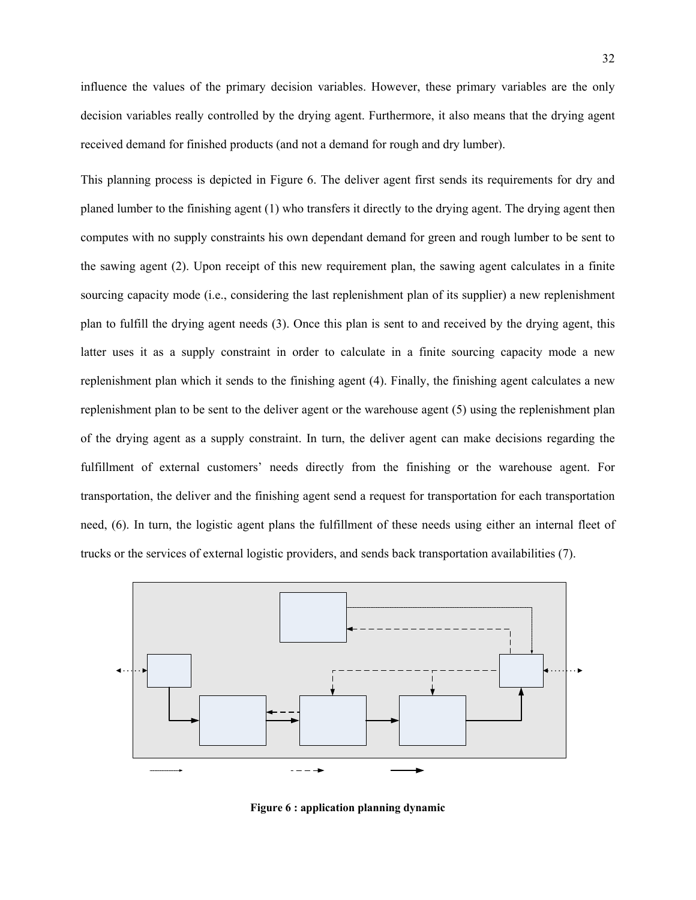influence the values of the primary decision variables. However, these primary variables are the only decision variables really controlled by the drying agent. Furthermore, it also means that the drying agent received demand for finished products (and not a demand for rough and dry lumber).

This planning process is depicted in Figure 6. The deliver agent first sends its requirements for dry and planed lumber to the finishing agent (1) who transfers it directly to the drying agent. The drying agent then computes with no supply constraints his own dependant demand for green and rough lumber to be sent to the sawing agent (2). Upon receipt of this new requirement plan, the sawing agent calculates in a finite sourcing capacity mode (i.e., considering the last replenishment plan of its supplier) a new replenishment plan to fulfill the drying agent needs (3). Once this plan is sent to and received by the drying agent, this latter uses it as a supply constraint in order to calculate in a finite sourcing capacity mode a new replenishment plan which it sends to the finishing agent (4). Finally, the finishing agent calculates a new replenishment plan to be sent to the deliver agent or the warehouse agent (5) using the replenishment plan of the drying agent as a supply constraint. In turn, the deliver agent can make decisions regarding the fulfillment of external customers' needs directly from the finishing or the warehouse agent. For transportation, the deliver and the finishing agent send a request for transportation for each transportation need, (6). In turn, the logistic agent plans the fulfillment of these needs using either an internal fleet of trucks or the services of external logistic providers, and sends back transportation availabilities (7).

**Figure 6 : application planning dynamic**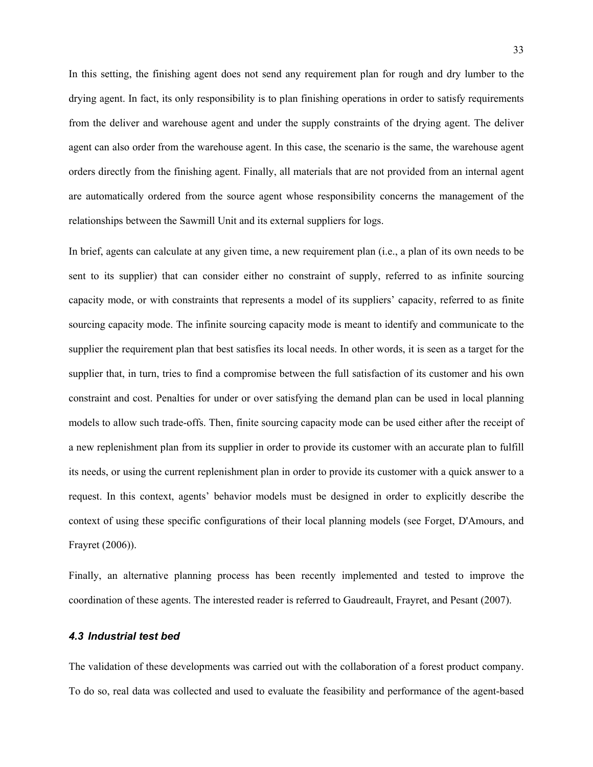In this setting, the finishing agent does not send any requirement plan for rough and dry lumber to the drying agent. In fact, its only responsibility is to plan finishing operations in order to satisfy requirements from the deliver and warehouse agent and under the supply constraints of the drying agent. The deliver agent can also order from the warehouse agent. In this case, the scenario is the same, the warehouse agent orders directly from the finishing agent. Finally, all materials that are not provided from an internal agent are automatically ordered from the source agent whose responsibility concerns the management of the relationships between the Sawmill Unit and its external suppliers for logs.

In brief, agents can calculate at any given time, a new requirement plan (i.e., a plan of its own needs to be sent to its supplier) that can consider either no constraint of supply, referred to as infinite sourcing capacity mode, or with constraints that represents a model of its suppliers' capacity, referred to as finite sourcing capacity mode. The infinite sourcing capacity mode is meant to identify and communicate to the supplier the requirement plan that best satisfies its local needs. In other words, it is seen as a target for the supplier that, in turn, tries to find a compromise between the full satisfaction of its customer and his own constraint and cost. Penalties for under or over satisfying the demand plan can be used in local planning models to allow such trade-offs. Then, finite sourcing capacity mode can be used either after the receipt of a new replenishment plan from its supplier in order to provide its customer with an accurate plan to fulfill its needs, or using the current replenishment plan in order to provide its customer with a quick answer to a request. In this context, agents' behavior models must be designed in order to explicitly describe the context of using these specific configurations of their local planning models (see Forget, D'Amours, and Frayret (2006)).

Finally, an alternative planning process has been recently implemented and tested to improve the coordination of these agents. The interested reader is referred to Gaudreault, Frayret, and Pesant (2007).

### *4.3 Industrial test bed*

The validation of these developments was carried out with the collaboration of a forest product company. To do so, real data was collected and used to evaluate the feasibility and performance of the agent-based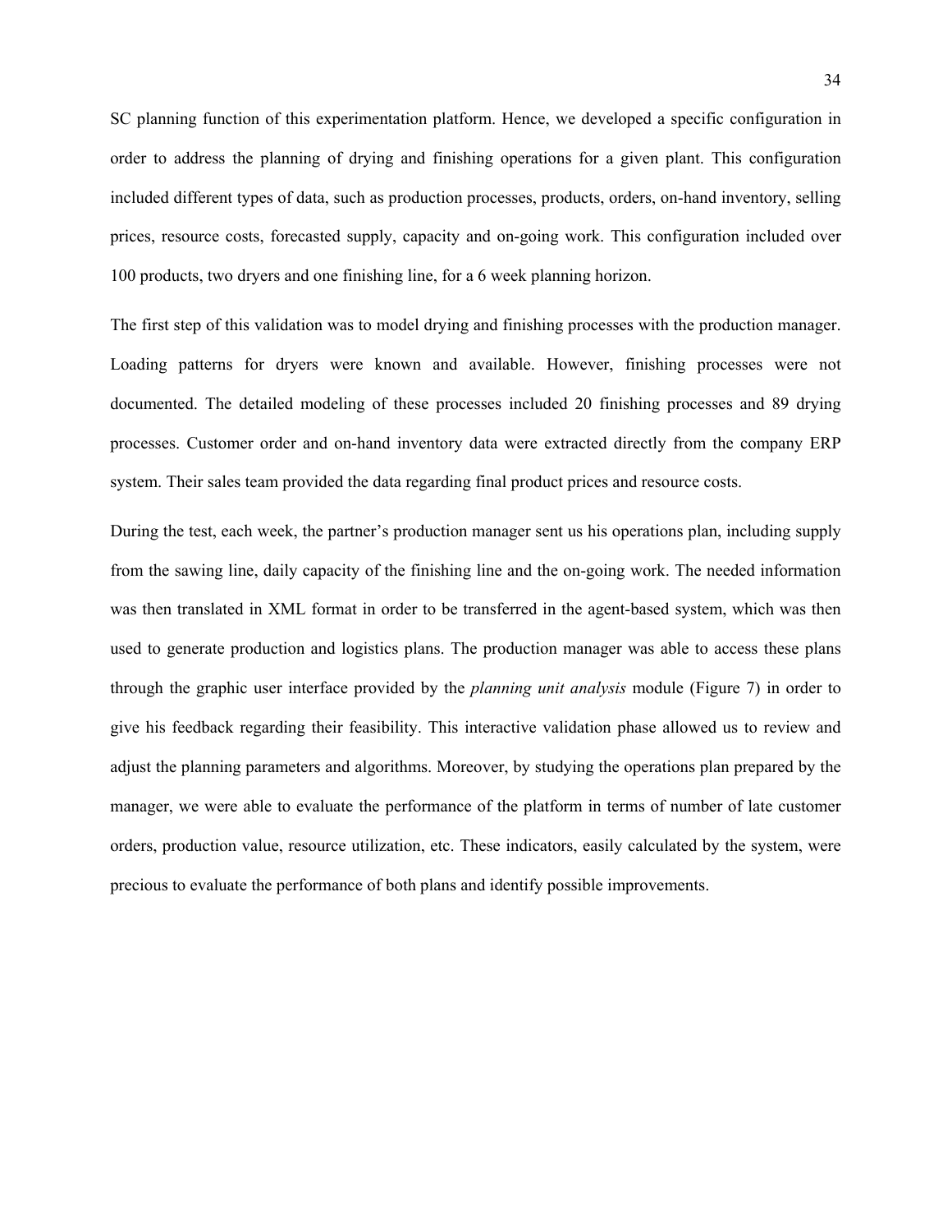SC planning function of this experimentation platform. Hence, we developed a specific configuration in order to address the planning of drying and finishing operations for a given plant. This configuration included different types of data, such as production processes, products, orders, on-hand inventory, selling prices, resource costs, forecasted supply, capacity and on-going work. This configuration included over 100 products, two dryers and one finishing line, for a 6 week planning horizon.

The first step of this validation was to model drying and finishing processes with the production manager. Loading patterns for dryers were known and available. However, finishing processes were not documented. The detailed modeling of these processes included 20 finishing processes and 89 drying processes. Customer order and on-hand inventory data were extracted directly from the company ERP system. Their sales team provided the data regarding final product prices and resource costs.

During the test, each week, the partner's production manager sent us his operations plan, including supply from the sawing line, daily capacity of the finishing line and the on-going work. The needed information was then translated in XML format in order to be transferred in the agent-based system, which was then used to generate production and logistics plans. The production manager was able to access these plans through the graphic user interface provided by the *planning unit analysis* module (Figure 7) in order to give his feedback regarding their feasibility. This interactive validation phase allowed us to review and adjust the planning parameters and algorithms. Moreover, by studying the operations plan prepared by the manager, we were able to evaluate the performance of the platform in terms of number of late customer orders, production value, resource utilization, etc. These indicators, easily calculated by the system, were precious to evaluate the performance of both plans and identify possible improvements.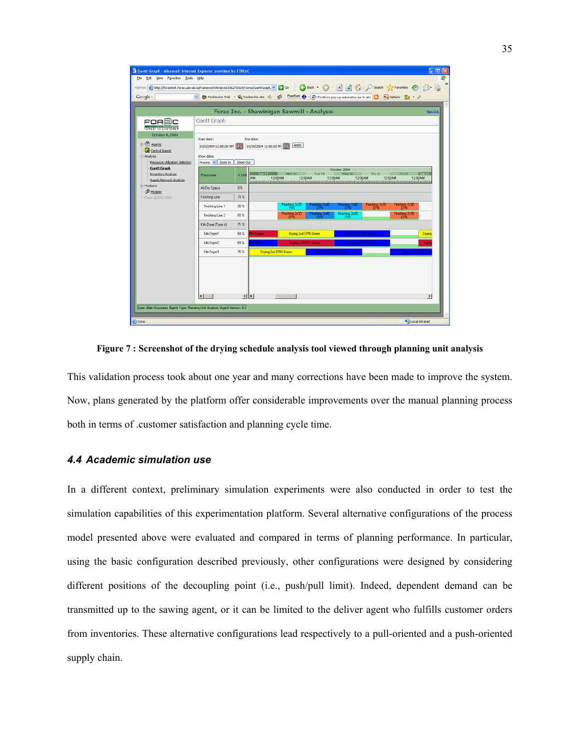**Figure 7 : Screenshot of the drying schedule analysis tool viewed through planning unit analysis**

This validation process took about one year and many corrections have been made to improve the system. Now, plans generated by the platform offer considerable improvements over the manual planning process both in terms of .customer satisfaction and planning cycle time.

### *4.4 Academic simulation use*

In a different context, preliminary simulation experiments were also conducted in order to test the simulation capabilities of this experimentation platform. Several alternative configurations of the process model presented above were evaluated and compared in terms of planning performance. In particular, using the basic configuration described previously, other configurations were designed by considering different positions of the decoupling point (i.e., push/pull limit). Indeed, dependent demand can be transmitted up to the sawing agent, or it can be limited to the deliver agent who fulfills customer orders from inventories. These alternative configurations lead respectively to a pull-oriented and a push-oriented supply chain.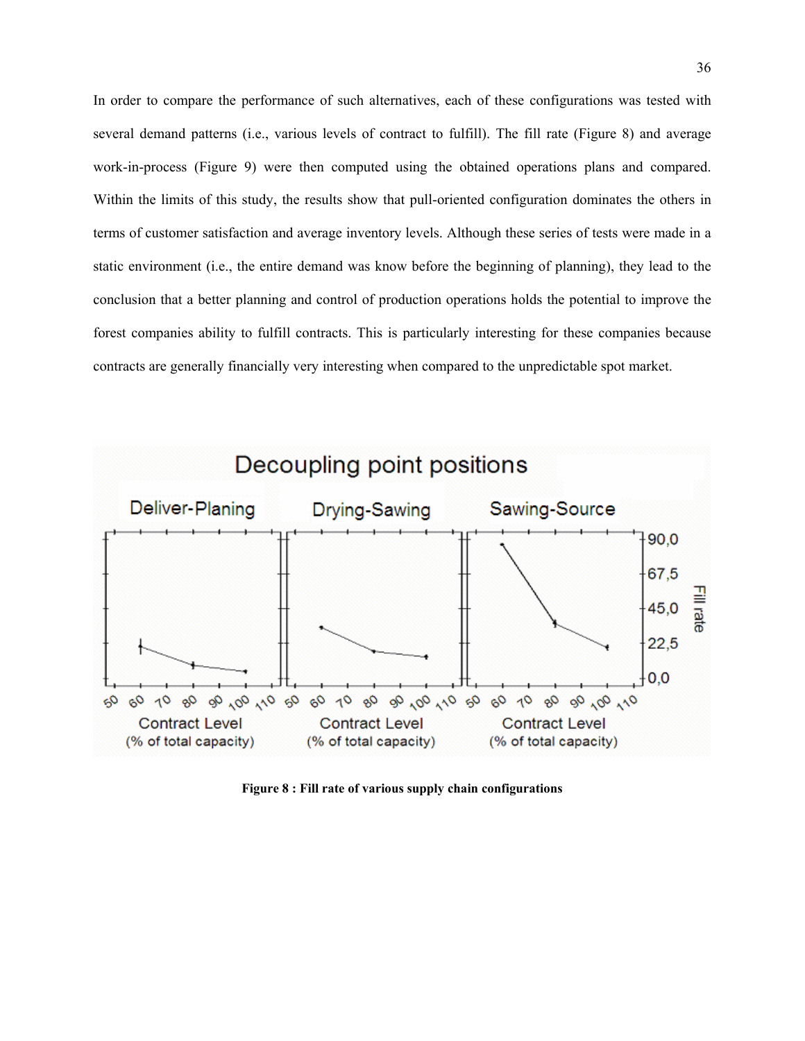In order to compare the performance of such alternatives, each of these configurations was tested with several demand patterns (i.e., various levels of contract to fulfill). The fill rate (Figure 8) and average work-in-process (Figure 9) were then computed using the obtained operations plans and compared. Within the limits of this study, the results show that pull-oriented configuration dominates the others in terms of customer satisfaction and average inventory levels. Although these series of tests were made in a static environment (i.e., the entire demand was know before the beginning of planning), they lead to the conclusion that a better planning and control of production operations holds the potential to improve the forest companies ability to fulfill contracts. This is particularly interesting for these companies because contracts are generally financially very interesting when compared to the unpredictable spot market.

**Figure 8 : Fill rate of various supply chain configurations**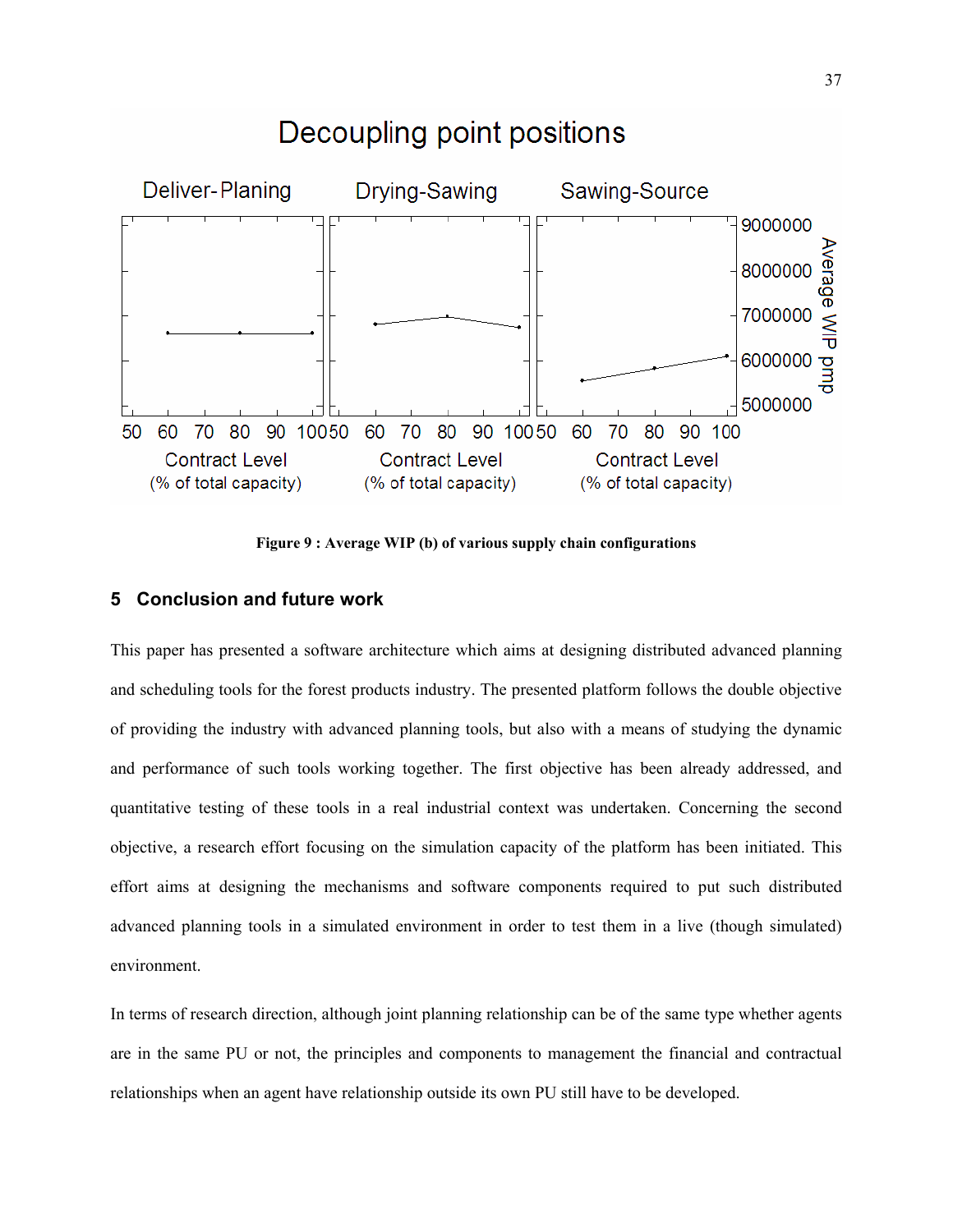Figure 9 : Average WIP (b) of various supply chain configurations

## 5 Conclusion and future work

This paper has presented a software architecture which aims at designing distributed advanced planning and scheduling tools for the forest products industry. The presented platform follows the double objective of providing the industry with advanced planning tools, but also with a means of studying the dynamic and performance of such tools working together. The first objective has been already addressed, and quantitative testing of these tools in a real industrial context was undertaken. Concerning the second objective, a research effort focusing on the simulation capacity of the platform has been initiated. This effort aims at designing the mechanisms and software components required to put such distributed advanced planning tools in a simulated environment in order to test them in a live (though simulated) environment.

In terms of research direction, although joint planning relationship can be of the same type whether agents are in the same PU or not, the principles and components to management the financial and contractual relationships when an agent have relationship outside its own PU still have to be developed.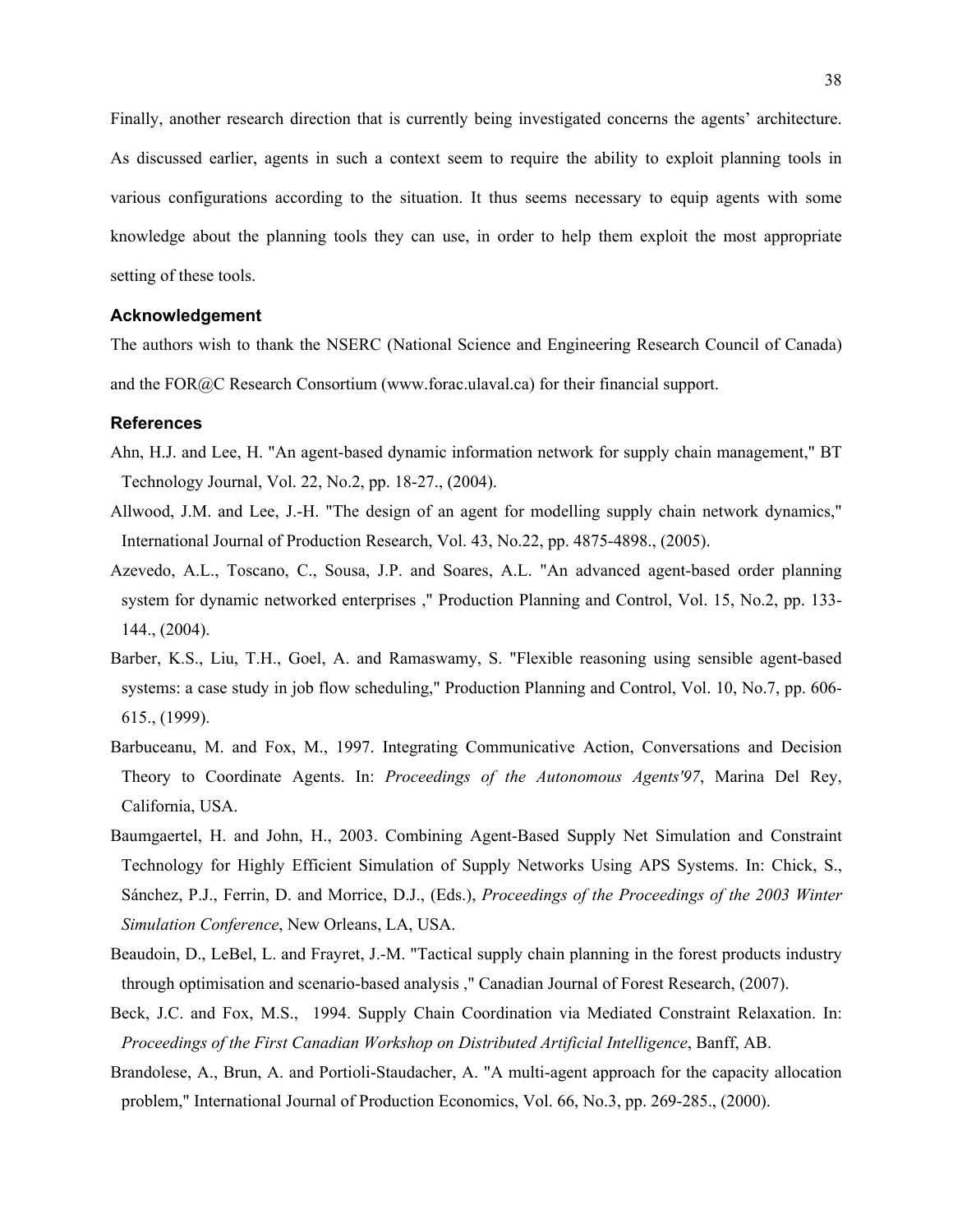Finally, another research direction that is currently being investigated concerns the agents' architecture. As discussed earlier, agents in such a context seem to require the ability to exploit planning tools in various configurations according to the situation. It thus seems necessary to equip agents with some knowledge about the planning tools they can use, in order to help them exploit the most appropriate setting of these tools.

### Acknowledgement

The authors wish to thank the NSERC (National Science and Engineering Research Council of Canada) and the FOR@C Research Consortium (www.forac.ulaval.ca) for their financial support.

### References

Ahn, H.J. and Lee, H. "An agent-based dynamic information network for supply chain management," BT Technology Journal, Vol. 22, No.2, pp. 18-27., (2004).

Allwood, J.M. and Lee, J.-H. "The design of an agent for modelling supply chain network dynamics," International Journal of Production Research, Vol. 43, No.22, pp. 4875-4898., (2005).

Azevedo, A.L., Toscano, C., Sousa, J.P. and Soares, A.L. "An advanced agent-based order planning system for dynamic networked enterprises ," Production Planning and Control, Vol. 15, No.2, pp. 133-144., (2004).

Barber, K.S., Liu, T.H., Goel, A. and Ramaswamy, S. "Flexible reasoning using sensible agent-based systems: a case study in job flow scheduling," Production Planning and Control, Vol. 10, No.7, pp. 606-615., (1999).

Barbuceanu, M. and Fox, M., 1997. Integrating Communicative Action, Conversations and Decision Theory to Coordinate Agents. In: *Proceedings of the Autonomous Agents'97*, Marina Del Rey, California, USA.

Baumgaertel, H. and John, H., 2003. Combining Agent-Based Supply Net Simulation and Constraint Technology for Highly Efficient Simulation of Supply Networks Using APS Systems. In: Chick, S., Sánchez, P.J., Ferrin, D. and Morrice, D.J., (Eds.), *Proceedings of the Proceedings of the 2003 Winter Simulation Conference*, New Orleans, LA, USA.

Beaudoin, D., LeBel, L. and Frayret, J.-M. "Tactical supply chain planning in the forest products industry through optimisation and scenario-based analysis ," Canadian Journal of Forest Research, (2007).

Beck, J.C. and Fox, M.S., 1994. Supply Chain Coordination via Mediated Constraint Relaxation. In: *Proceedings of the First Canadian Workshop on Distributed Artificial Intelligence*, Banff, AB.

Brandolese, A., Brun, A. and Portioli-Staudacher, A. "A multi-agent approach for the capacity allocation problem," International Journal of Production Economics, Vol. 66, No.3, pp. 269-285., (2000).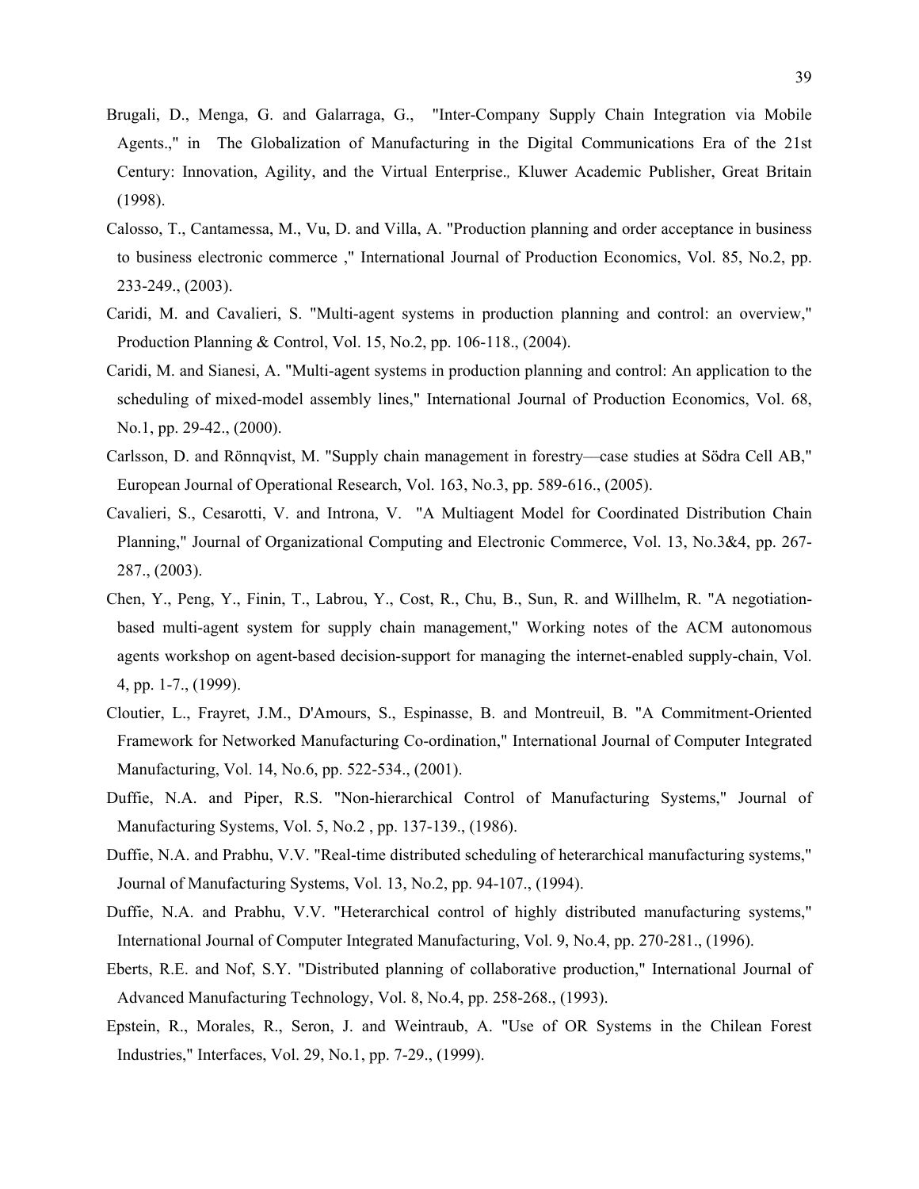Brugali, D., Menga, G. and Galarraga, G., "Inter-Company Supply Chain Integration via Mobile Agents.," in The Globalization of Manufacturing in the Digital Communications Era of the 21st Century: Innovation, Agility, and the Virtual Enterprise., Kluwer Academic Publisher, Great Britain (1998).

Calosso, T., Cantamessa, M., Vu, D. and Villa, A. "Production planning and order acceptance in business to business electronic commerce ," International Journal of Production Economics, Vol. 85, No.2, pp. 233-249., (2003).

Caridi, M. and Cavalieri, S. "Multi-agent systems in production planning and control: an overview," Production Planning & Control, Vol. 15, No.2, pp. 106-118., (2004).

Caridi, M. and Sianesi, A. "Multi-agent systems in production planning and control: An application to the scheduling of mixed-model assembly lines," International Journal of Production Economics, Vol. 68, No.1, pp. 29-42., (2000).

Carlsson, D. and Rönnqvist, M. "Supply chain management in forestry—case studies at Södra Cell AB," European Journal of Operational Research, Vol. 163, No.3, pp. 589-616., (2005).

Cavalieri, S., Cesarotti, V. and Introna, V. "A Multiagent Model for Coordinated Distribution Chain Planning," Journal of Organizational Computing and Electronic Commerce, Vol. 13, No.3&4, pp. 267-287., (2003).

Chen, Y., Peng, Y., Finin, T., Labrou, Y., Cost, R., Chu, B., Sun, R. and Willhelm, R. "A negotiation-based multi-agent system for supply chain management," Working notes of the ACM autonomous agents workshop on agent-based decision-support for managing the internet-enabled supply-chain, Vol. 4, pp. 1-7., (1999).

Cloutier, L., Frayret, J.M., D'Amours, S., Espinasse, B. and Montreuil, B. "A Commitment-Oriented Framework for Networked Manufacturing Co-ordination," International Journal of Computer Integrated Manufacturing, Vol. 14, No.6, pp. 522-534., (2001).

Duffie, N.A. and Piper, R.S. "Non-hierarchical Control of Manufacturing Systems," Journal of Manufacturing Systems, Vol. 5, No.2 , pp. 137-139., (1986).

Duffie, N.A. and Prabhu, V.V. "Real-time distributed scheduling of heterarchical manufacturing systems," Journal of Manufacturing Systems, Vol. 13, No.2, pp. 94-107., (1994).

Duffie, N.A. and Prabhu, V.V. "Heterarchical control of highly distributed manufacturing systems," International Journal of Computer Integrated Manufacturing, Vol. 9, No.4, pp. 270-281., (1996).

Eberts, R.E. and Nof, S.Y. "Distributed planning of collaborative production," International Journal of Advanced Manufacturing Technology, Vol. 8, No.4, pp. 258-268., (1993).

Epstein, R., Morales, R., Seron, J. and Weintraub, A. "Use of OR Systems in the Chilean Forest Industries," Interfaces, Vol. 29, No.1, pp. 7-29., (1999).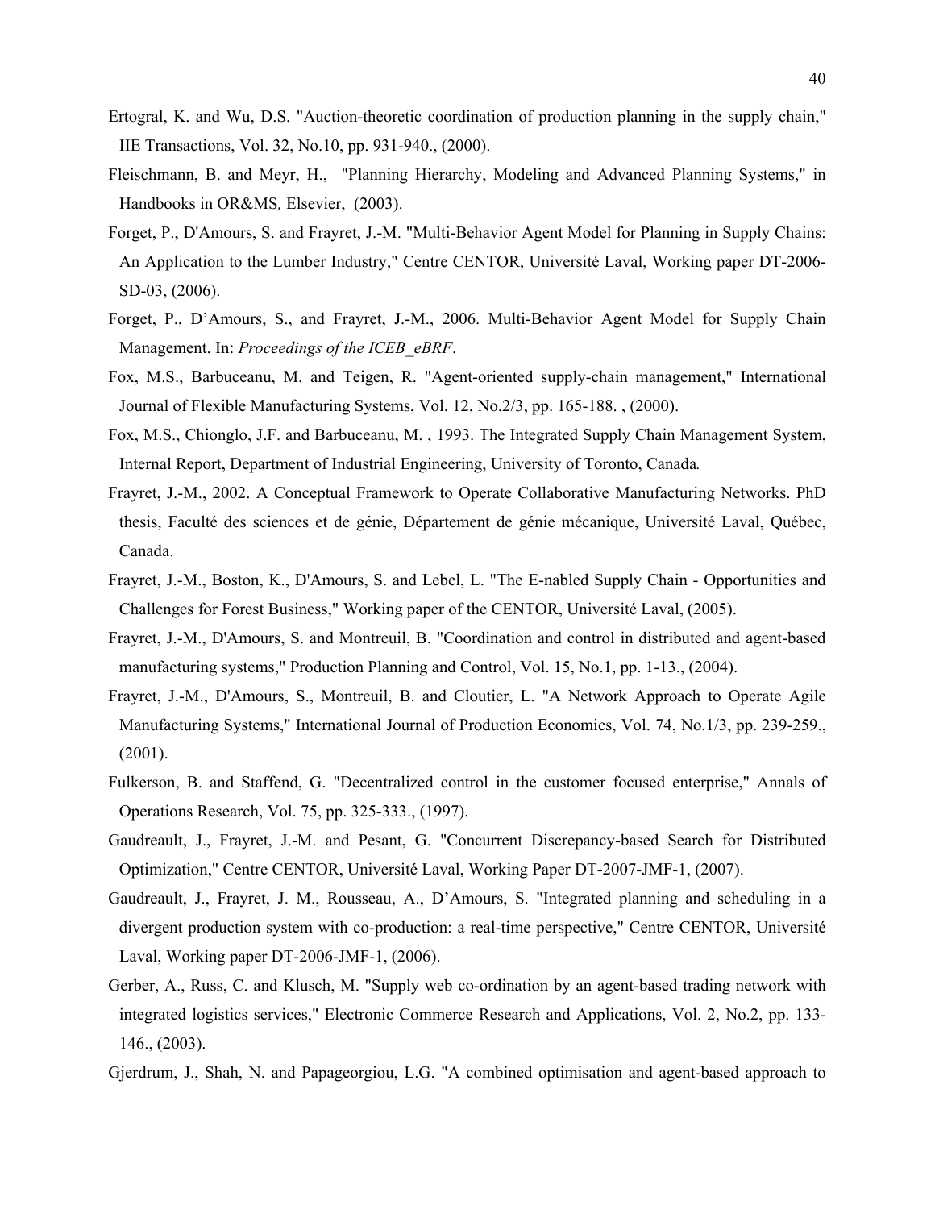Ertogral, K. and Wu, D.S. "Auction-theoretic coordination of production planning in the supply chain," IIE Transactions, Vol. 32, No.10, pp. 931-940., (2000).

Fleischmann, B. and Meyr, H., "Planning Hierarchy, Modeling and Advanced Planning Systems," in Handbooks in OR&MS*,* Elsevier, (2003).

Forget, P., D'Amours, S. and Frayret, J.-M. "Multi-Behavior Agent Model for Planning in Supply Chains: An Application to the Lumber Industry," Centre CENTOR, Université Laval, Working paper DT-2006-SD-03, (2006).

Forget, P., D'Amours, S., and Frayret, J.-M., 2006. Multi-Behavior Agent Model for Supply Chain Management. In: *Proceedings of the ICEB_eBRF*.

Fox, M.S., Barbuceanu, M. and Teigen, R. "Agent-oriented supply-chain management," International Journal of Flexible Manufacturing Systems, Vol. 12, No.2/3, pp. 165-188. , (2000).

Fox, M.S., Chionglo, J.F. and Barbuceanu, M. , 1993. The Integrated Supply Chain Management System, Internal Report, Department of Industrial Engineering, University of Toronto, Canada*.*

Frayret, J.-M., 2002. A Conceptual Framework to Operate Collaborative Manufacturing Networks. PhD thesis, Faculté des sciences et de génie, Département de génie mécanique, Université Laval, Québec, Canada.

Frayret, J.-M., Boston, K., D'Amours, S. and Lebel, L. "The E-nabled Supply Chain - Opportunities and Challenges for Forest Business," Working paper of the CENTOR, Université Laval, (2005).

Frayret, J.-M., D'Amours, S. and Montreuil, B. "Coordination and control in distributed and agent-based manufacturing systems," Production Planning and Control, Vol. 15, No.1, pp. 1-13., (2004).

Frayret, J.-M., D'Amours, S., Montreuil, B. and Cloutier, L. "A Network Approach to Operate Agile Manufacturing Systems," International Journal of Production Economics, Vol. 74, No.1/3, pp. 239-259., (2001).

Fulkerson, B. and Staffend, G. "Decentralized control in the customer focused enterprise," Annals of Operations Research, Vol. 75, pp. 325-333., (1997).

Gaudreault, J., Frayret, J.-M. and Pesant, G. "Concurrent Discrepancy-based Search for Distributed Optimization," Centre CENTOR, Université Laval, Working Paper DT-2007-JMF-1, (2007).

Gaudreault, J., Frayret, J. M., Rousseau, A., D'Amours, S. "Integrated planning and scheduling in a divergent production system with co-production: a real-time perspective," Centre CENTOR, Université Laval, Working paper DT-2006-JMF-1, (2006).

Gerber, A., Russ, C. and Klusch, M. "Supply web co-ordination by an agent-based trading network with integrated logistics services," Electronic Commerce Research and Applications, Vol. 2, No.2, pp. 133-146., (2003).

Gjerdrum, J., Shah, N. and Papageorgiou, L.G. "A combined optimisation and agent-based approach to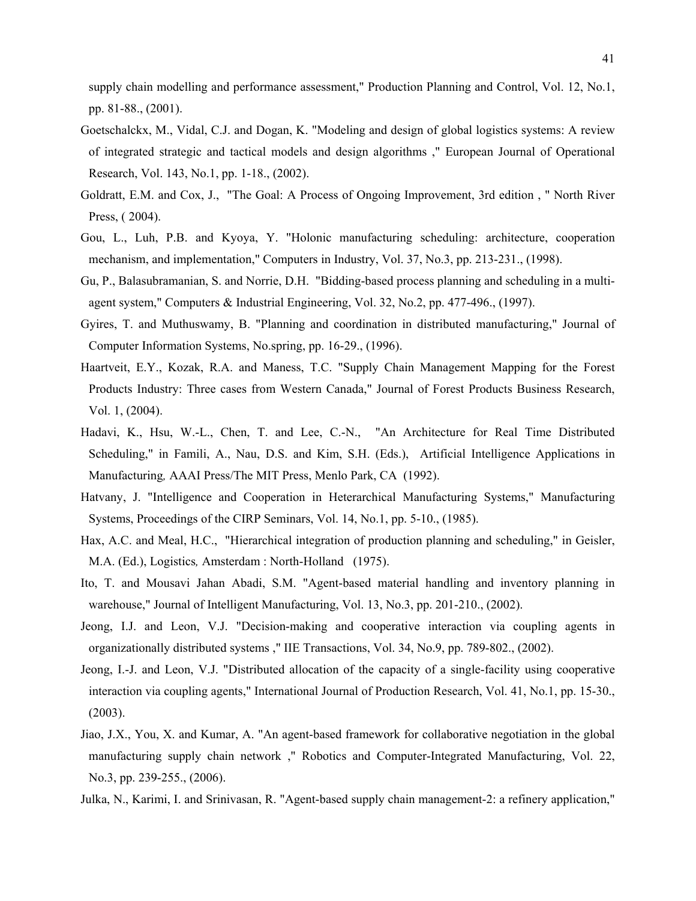supply chain modelling and performance assessment," Production Planning and Control, Vol. 12, No.1, pp. 81-88., (2001).

Goetschalckx, M., Vidal, C.J. and Dogan, K. "Modeling and design of global logistics systems: A review of integrated strategic and tactical models and design algorithms ," European Journal of Operational Research, Vol. 143, No.1, pp. 1-18., (2002).

Goldratt, E.M. and Cox, J., "The Goal: A Process of Ongoing Improvement, 3rd edition , " North River Press, ( 2004).

Gou, L., Luh, P.B. and Kyoya, Y. "Holonic manufacturing scheduling: architecture, cooperation mechanism, and implementation," Computers in Industry, Vol. 37, No.3, pp. 213-231., (1998).

Gu, P., Balasubramanian, S. and Norrie, D.H. "Bidding-based process planning and scheduling in a multi-agent system," Computers & Industrial Engineering, Vol. 32, No.2, pp. 477-496., (1997).

Gyires, T. and Muthuswamy, B. "Planning and coordination in distributed manufacturing," Journal of Computer Information Systems, No.spring, pp. 16-29., (1996).

Haartveit, E.Y., Kozak, R.A. and Maness, T.C. "Supply Chain Management Mapping for the Forest Products Industry: Three cases from Western Canada," Journal of Forest Products Business Research, Vol. 1, (2004).

Hadavi, K., Hsu, W.-L., Chen, T. and Lee, C.-N., "An Architecture for Real Time Distributed Scheduling," in Famili, A., Nau, D.S. and Kim, S.H. (Eds.), Artificial Intelligence Applications in Manufacturing*,* AAAI Press/The MIT Press, Menlo Park, CA (1992).

Hatvany, J. "Intelligence and Cooperation in Heterarchical Manufacturing Systems," Manufacturing Systems, Proceedings of the CIRP Seminars, Vol. 14, No.1, pp. 5-10., (1985).

Hax, A.C. and Meal, H.C., "Hierarchical integration of production planning and scheduling," in Geisler, M.A. (Ed.), Logistics*,* Amsterdam : North-Holland (1975).

Ito, T. and Mousavi Jahan Abadi, S.M. "Agent-based material handling and inventory planning in warehouse," Journal of Intelligent Manufacturing, Vol. 13, No.3, pp. 201-210., (2002).

Jeong, I.J. and Leon, V.J. "Decision-making and cooperative interaction via coupling agents in organizationally distributed systems ," IIE Transactions, Vol. 34, No.9, pp. 789-802., (2002).

Jeong, I.-J. and Leon, V.J. "Distributed allocation of the capacity of a single-facility using cooperative interaction via coupling agents," International Journal of Production Research, Vol. 41, No.1, pp. 15-30., (2003).

Jiao, J.X., You, X. and Kumar, A. "An agent-based framework for collaborative negotiation in the global manufacturing supply chain network ," Robotics and Computer-Integrated Manufacturing, Vol. 22, No.3, pp. 239-255., (2006).

Julka, N., Karimi, I. and Srinivasan, R. "Agent-based supply chain management-2: a refinery application,"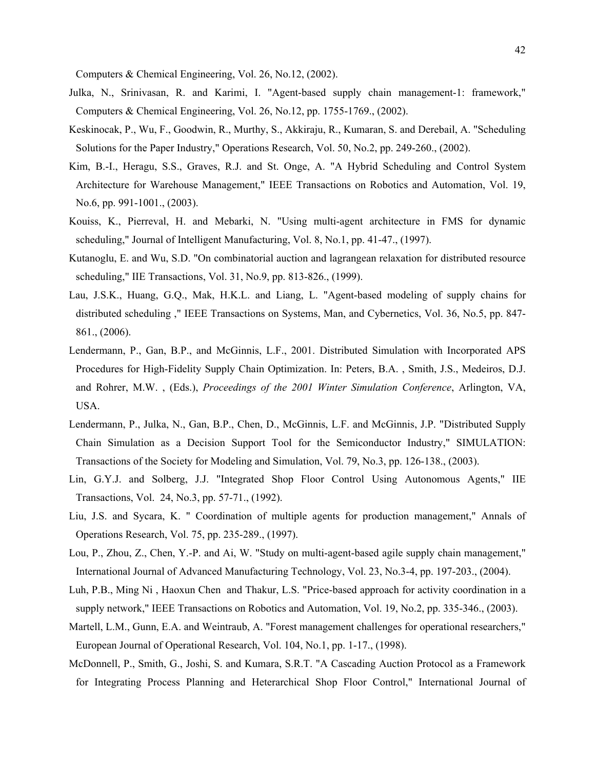Computers & Chemical Engineering, Vol. 26, No.12, (2002).

Julka, N., Srinivasan, R. and Karimi, I. "Agent-based supply chain management-1: framework," Computers & Chemical Engineering, Vol. 26, No.12, pp. 1755-1769., (2002).

Keskinocak, P., Wu, F., Goodwin, R., Murthy, S., Akkiraju, R., Kumaran, S. and Derebail, A. "Scheduling Solutions for the Paper Industry," Operations Research, Vol. 50, No.2, pp. 249-260., (2002).

Kim, B.-I., Heragu, S.S., Graves, R.J. and St. Onge, A. "A Hybrid Scheduling and Control System Architecture for Warehouse Management," IEEE Transactions on Robotics and Automation, Vol. 19, No.6, pp. 991-1001., (2003).

Kouiss, K., Pierreval, H. and Mebarki, N. "Using multi-agent architecture in FMS for dynamic scheduling," Journal of Intelligent Manufacturing, Vol. 8, No.1, pp. 41-47., (1997).

Kutanoglu, E. and Wu, S.D. "On combinatorial auction and lagrangean relaxation for distributed resource scheduling," IIE Transactions, Vol. 31, No.9, pp. 813-826., (1999).

Lau, J.S.K., Huang, G.Q., Mak, H.K.L. and Liang, L. "Agent-based modeling of supply chains for distributed scheduling ," IEEE Transactions on Systems, Man, and Cybernetics, Vol. 36, No.5, pp. 847-861., (2006).

Lendermann, P., Gan, B.P., and McGinnis, L.F., 2001. Distributed Simulation with Incorporated APS Procedures for High-Fidelity Supply Chain Optimization. In: Peters, B.A. , Smith, J.S., Medeiros, D.J. and Rohrer, M.W. , (Eds.), *Proceedings of the 2001 Winter Simulation Conference*, Arlington, VA, USA.

Lendermann, P., Julka, N., Gan, B.P., Chen, D., McGinnis, L.F. and McGinnis, J.P. "Distributed Supply Chain Simulation as a Decision Support Tool for the Semiconductor Industry," SIMULATION: Transactions of the Society for Modeling and Simulation, Vol. 79, No.3, pp. 126-138., (2003).

Lin, G.Y.J. and Solberg, J.J. "Integrated Shop Floor Control Using Autonomous Agents," IIE Transactions, Vol. 24, No.3, pp. 57-71., (1992).

Liu, J.S. and Sycara, K. " Coordination of multiple agents for production management," Annals of Operations Research, Vol. 75, pp. 235-289., (1997).

Lou, P., Zhou, Z., Chen, Y.-P. and Ai, W. "Study on multi-agent-based agile supply chain management," International Journal of Advanced Manufacturing Technology, Vol. 23, No.3-4, pp. 197-203., (2004).

Luh, P.B., Ming Ni , Haoxun Chen and Thakur, L.S. "Price-based approach for activity coordination in a supply network," IEEE Transactions on Robotics and Automation, Vol. 19, No.2, pp. 335-346., (2003).

Martell, L.M., Gunn, E.A. and Weintraub, A. "Forest management challenges for operational researchers," European Journal of Operational Research, Vol. 104, No.1, pp. 1-17., (1998).

McDonnell, P., Smith, G., Joshi, S. and Kumara, S.R.T. "A Cascading Auction Protocol as a Framework for Integrating Process Planning and Heterarchical Shop Floor Control," International Journal of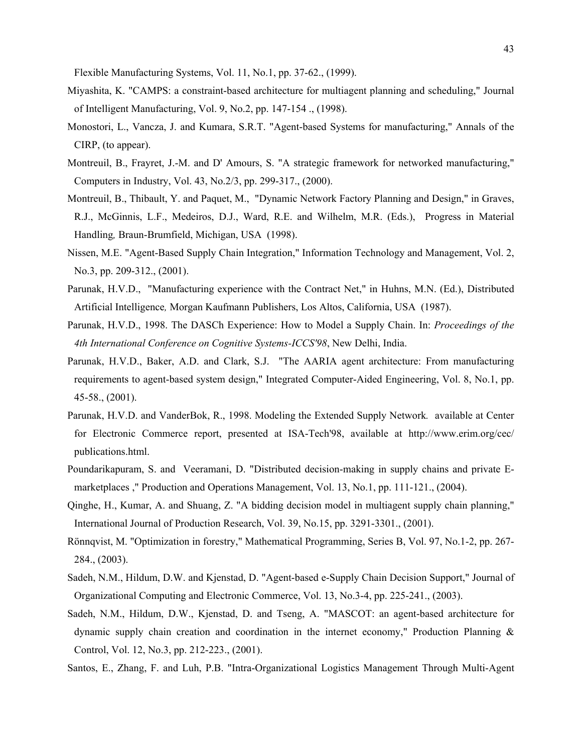Flexible Manufacturing Systems, Vol. 11, No.1, pp. 37-62., (1999).

Miyashita, K. "CAMPS: a constraint-based architecture for multiagent planning and scheduling," Journal of Intelligent Manufacturing, Vol. 9, No.2, pp. 147-154 ., (1998).

Monostori, L., Vancza, J. and Kumara, S.R.T. "Agent-based Systems for manufacturing," Annals of the CIRP, (to appear).

Montreuil, B., Frayret, J.-M. and D' Amours, S. "A strategic framework for networked manufacturing," Computers in Industry, Vol. 43, No.2/3, pp. 299-317., (2000).

Montreuil, B., Thibault, Y. and Paquet, M., "Dynamic Network Factory Planning and Design," in Graves, R.J., McGinnis, L.F., Medeiros, D.J., Ward, R.E. and Wilhelm, M.R. (Eds.), Progress in Material Handling*,* Braun-Brumfield, Michigan, USA (1998).

Nissen, M.E. "Agent-Based Supply Chain Integration," Information Technology and Management, Vol. 2, No.3, pp. 209-312., (2001).

Parunak, H.V.D., "Manufacturing experience with the Contract Net," in Huhns, M.N. (Ed.), Distributed Artificial Intelligence*,* Morgan Kaufmann Publishers, Los Altos, California, USA (1987).

Parunak, H.V.D., 1998. The DASCh Experience: How to Model a Supply Chain. In: *Proceedings of the 4th International Conference on Cognitive Systems-ICCS'98*, New Delhi, India.

Parunak, H.V.D., Baker, A.D. and Clark, S.J. "The AARIA agent architecture: From manufacturing requirements to agent-based system design," Integrated Computer-Aided Engineering, Vol. 8, No.1, pp. 45-58., (2001).

Parunak, H.V.D. and VanderBok, R., 1998. Modeling the Extended Supply Network*.* available at Center for Electronic Commerce report, presented at ISA-Tech'98, available at http://www.erim.org/cec/publications.html.

Poundarikapuram, S. and Veeramani, D. "Distributed decision-making in supply chains and private E-marketplaces ," Production and Operations Management, Vol. 13, No.1, pp. 111-121., (2004).

Qinghe, H., Kumar, A. and Shuang, Z. "A bidding decision model in multiagent supply chain planning," International Journal of Production Research, Vol. 39, No.15, pp. 3291-3301., (2001).

Rönnqvist, M. "Optimization in forestry," Mathematical Programming, Series B, Vol. 97, No.1-2, pp. 267-284., (2003).

Sadeh, N.M., Hildum, D.W. and Kjenstad, D. "Agent-based e-Supply Chain Decision Support," Journal of Organizational Computing and Electronic Commerce, Vol. 13, No.3-4, pp. 225-241., (2003).

Sadeh, N.M., Hildum, D.W., Kjenstad, D. and Tseng, A. "MASCOT: an agent-based architecture for dynamic supply chain creation and coordination in the internet economy," Production Planning & Control, Vol. 12, No.3, pp. 212-223., (2001).

Santos, E., Zhang, F. and Luh, P.B. "Intra-Organizational Logistics Management Through Multi-Agent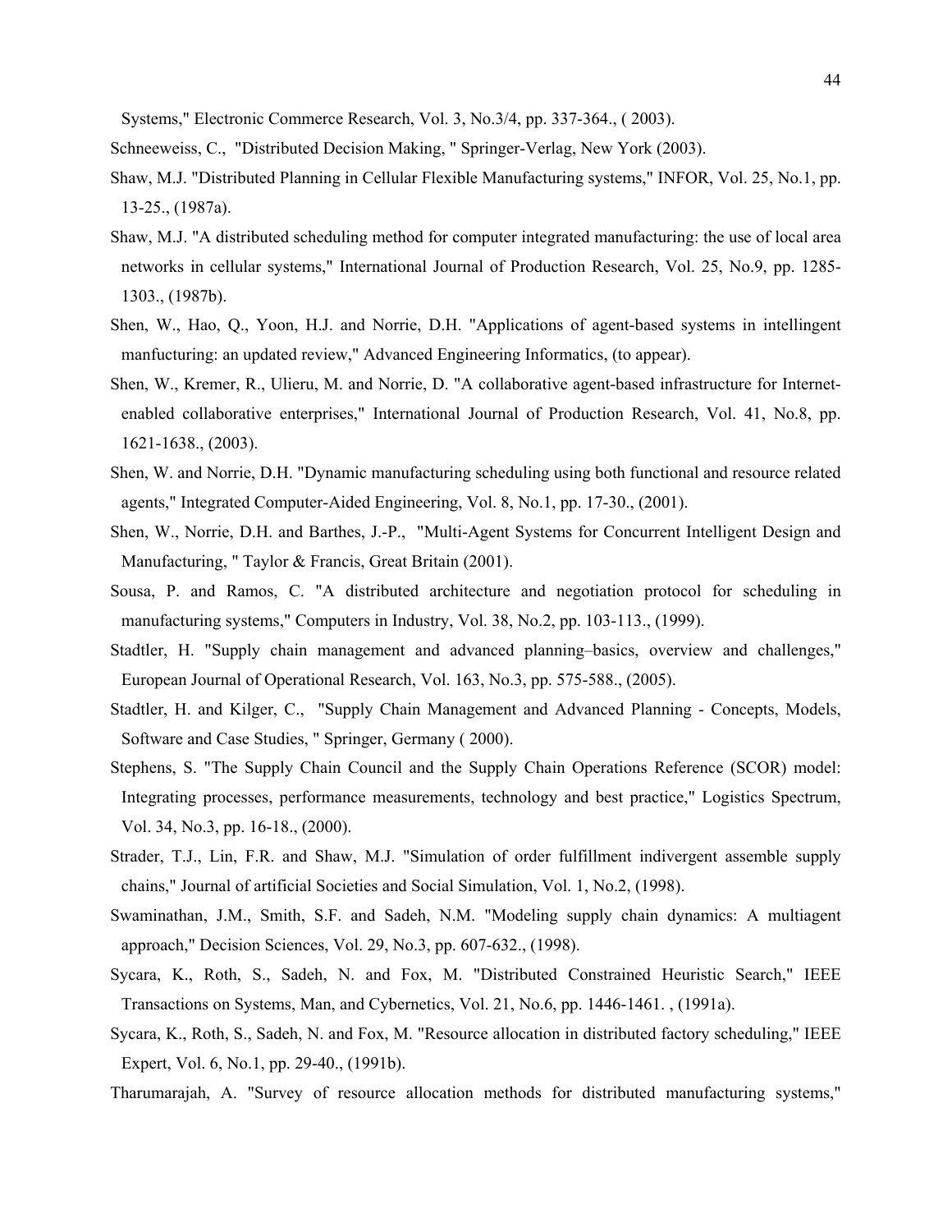Systems," Electronic Commerce Research, Vol. 3, No.3/4, pp. 337-364., ( 2003).

Schneeweiss, C., "Distributed Decision Making, " Springer-Verlag, New York (2003).

Shaw, M.J. "Distributed Planning in Cellular Flexible Manufacturing systems," INFOR, Vol. 25, No.1, pp. 13-25., (1987a).

Shaw, M.J. "A distributed scheduling method for computer integrated manufacturing: the use of local area networks in cellular systems," International Journal of Production Research, Vol. 25, No.9, pp. 1285-1303., (1987b).

Shen, W., Hao, Q., Yoon, H.J. and Norrie, D.H. "Applications of agent-based systems in intellingent manfucturing: an updated review," Advanced Engineering Informatics, (to appear).

Shen, W., Kremer, R., Ulieru, M. and Norrie, D. "A collaborative agent-based infrastructure for Internet-enabled collaborative enterprises," International Journal of Production Research, Vol. 41, No.8, pp. 1621-1638., (2003).

Shen, W. and Norrie, D.H. "Dynamic manufacturing scheduling using both functional and resource related agents," Integrated Computer-Aided Engineering, Vol. 8, No.1, pp. 17-30., (2001).

Shen, W., Norrie, D.H. and Barthes, J.-P., "Multi-Agent Systems for Concurrent Intelligent Design and Manufacturing, " Taylor & Francis, Great Britain (2001).

Sousa, P. and Ramos, C. "A distributed architecture and negotiation protocol for scheduling in manufacturing systems," Computers in Industry, Vol. 38, No.2, pp. 103-113., (1999).

Stadtler, H. "Supply chain management and advanced planning–basics, overview and challenges," European Journal of Operational Research, Vol. 163, No.3, pp. 575-588., (2005).

Stadtler, H. and Kilger, C., "Supply Chain Management and Advanced Planning - Concepts, Models, Software and Case Studies, " Springer, Germany ( 2000).

Stephens, S. "The Supply Chain Council and the Supply Chain Operations Reference (SCOR) model: Integrating processes, performance measurements, technology and best practice," Logistics Spectrum, Vol. 34, No.3, pp. 16-18., (2000).

Strader, T.J., Lin, F.R. and Shaw, M.J. "Simulation of order fulfillment indivergent assemble supply chains," Journal of artificial Societies and Social Simulation, Vol. 1, No.2, (1998).

Swaminathan, J.M., Smith, S.F. and Sadeh, N.M. "Modeling supply chain dynamics: A multiagent approach," Decision Sciences, Vol. 29, No.3, pp. 607-632., (1998).

Sycara, K., Roth, S., Sadeh, N. and Fox, M. "Distributed Constrained Heuristic Search," IEEE Transactions on Systems, Man, and Cybernetics, Vol. 21, No.6, pp. 1446-1461. , (1991a).

Sycara, K., Roth, S., Sadeh, N. and Fox, M. "Resource allocation in distributed factory scheduling," IEEE Expert, Vol. 6, No.1, pp. 29-40., (1991b).

Tharumarajah, A. "Survey of resource allocation methods for distributed manufacturing systems,"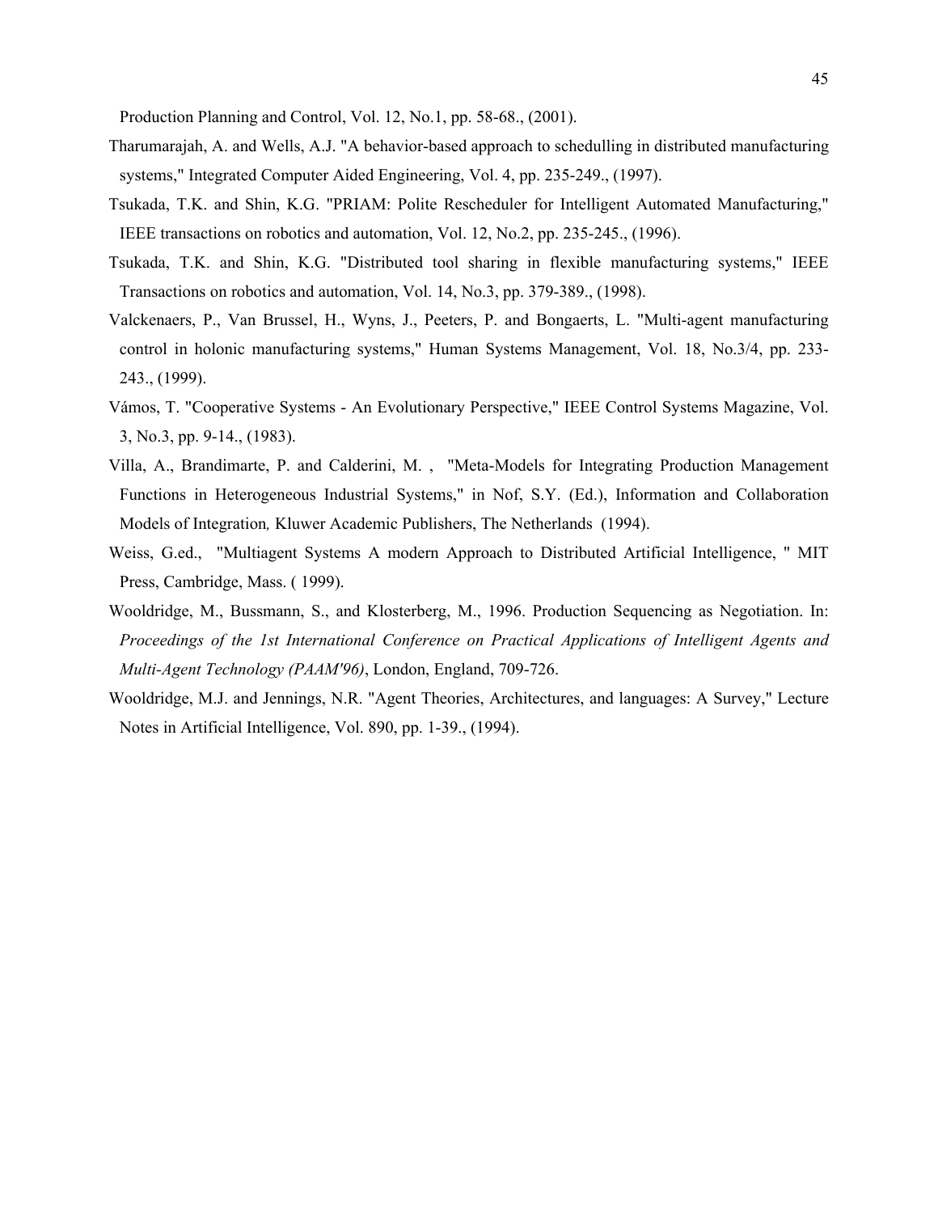Production Planning and Control, Vol. 12, No.1, pp. 58-68., (2001).

Tharumarajah, A. and Wells, A.J. "A behavior-based approach to schedulling in distributed manufacturing systems," Integrated Computer Aided Engineering, Vol. 4, pp. 235-249., (1997).

Tsukada, T.K. and Shin, K.G. "PRIAM: Polite Rescheduler for Intelligent Automated Manufacturing," IEEE transactions on robotics and automation, Vol. 12, No.2, pp. 235-245., (1996).

Tsukada, T.K. and Shin, K.G. "Distributed tool sharing in flexible manufacturing systems," IEEE Transactions on robotics and automation, Vol. 14, No.3, pp. 379-389., (1998).

Valckenaers, P., Van Brussel, H., Wyns, J., Peeters, P. and Bongaerts, L. "Multi-agent manufacturing control in holonic manufacturing systems," Human Systems Management, Vol. 18, No.3/4, pp. 233-243., (1999).

Vámos, T. "Cooperative Systems - An Evolutionary Perspective," IEEE Control Systems Magazine, Vol. 3, No.3, pp. 9-14., (1983).

Villa, A., Brandimarte, P. and Calderini, M. , "Meta-Models for Integrating Production Management Functions in Heterogeneous Industrial Systems," in Nof, S.Y. (Ed.), Information and Collaboration Models of Integration*,* Kluwer Academic Publishers, The Netherlands (1994).

Weiss, G.ed., "Multiagent Systems A modern Approach to Distributed Artificial Intelligence, " MIT Press, Cambridge, Mass. ( 1999).

Wooldridge, M., Bussmann, S., and Klosterberg, M., 1996. Production Sequencing as Negotiation. In: *Proceedings of the 1st International Conference on Practical Applications of Intelligent Agents and Multi-Agent Technology (PAAM'96)*, London, England, 709-726.

Wooldridge, M.J. and Jennings, N.R. "Agent Theories, Architectures, and languages: A Survey," Lecture Notes in Artificial Intelligence, Vol. 890, pp. 1-39., (1994).